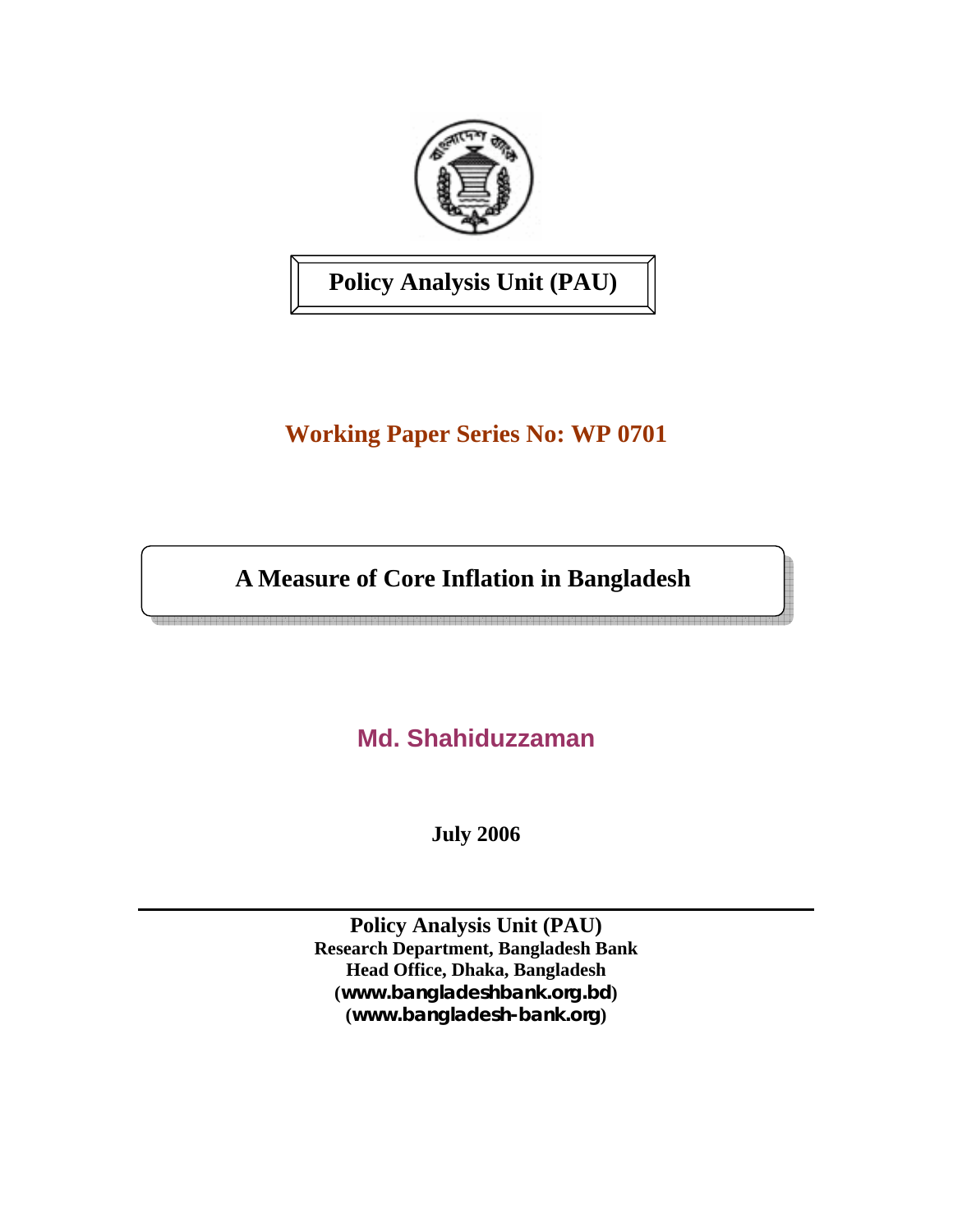**Policy Analysis Unit (PAU)**

**Working Paper Series No: WP 0701**

# A Measure of Core Inflation in Bangladesh

**Md. Shahiduzzaman**

**July 2006**

---

**Policy Analysis Unit (PAU)**
**Research Department, Bangladesh Bank**
**Head Office, Dhaka, Bangladesh**
**(www.bangladeshbank.org.bd)**
**(www.bangladesh-bank.org)**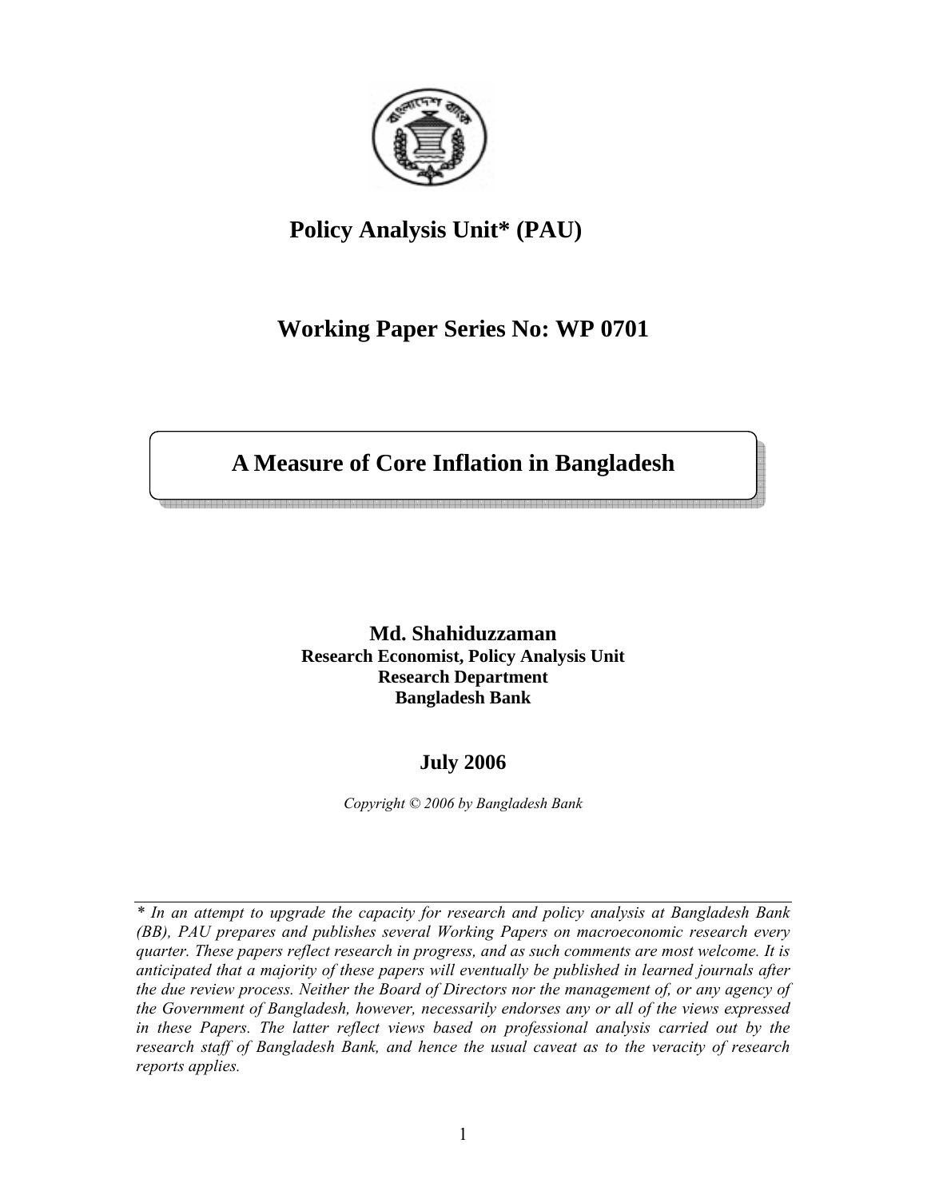**Policy Analysis Unit* (PAU)**

**Working Paper Series No: WP 0701**

# A Measure of Core Inflation in Bangladesh

**Md. Shahiduzzaman**
**Research Economist, Policy Analysis Unit**
**Research Department**
**Bangladesh Bank**

**July 2006**

*Copyright © 2006 by Bangladesh Bank*

---

*\* In an attempt to upgrade the capacity for research and policy analysis at Bangladesh Bank (BB), PAU prepares and publishes several Working Papers on macroeconomic research every quarter. These papers reflect research in progress, and as such comments are most welcome. It is anticipated that a majority of these papers will eventually be published in learned journals after the due review process. Neither the Board of Directors nor the management of, or any agency of the Government of Bangladesh, however, necessarily endorses any or all of the views expressed in these Papers. The latter reflect views based on professional analysis carried out by the research staff of Bangladesh Bank, and hence the usual caveat as to the veracity of research reports applies.*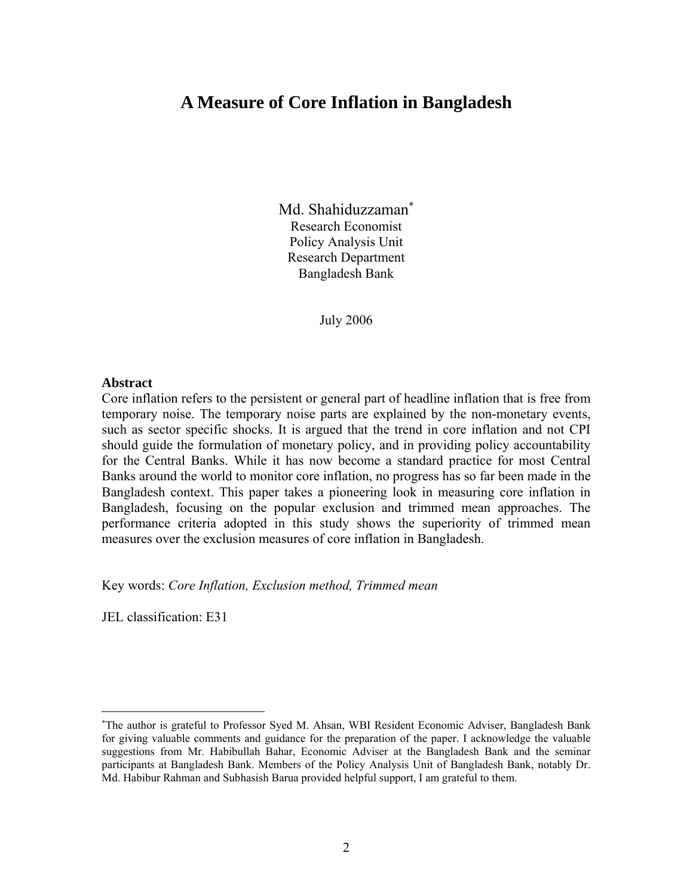# A Measure of Core Inflation in Bangladesh

Md. Shahiduzzaman[*]
Research Economist
Policy Analysis Unit
Research Department
Bangladesh Bank

July 2006

**Abstract**
Core inflation refers to the persistent or general part of headline inflation that is free from temporary noise. The temporary noise parts are explained by the non-monetary events, such as sector specific shocks. It is argued that the trend in core inflation and not CPI should guide the formulation of monetary policy, and in providing policy accountability for the Central Banks. While it has now become a standard practice for most Central Banks around the world to monitor core inflation, no progress has so far been made in the Bangladesh context. This paper takes a pioneering look in measuring core inflation in Bangladesh, focusing on the popular exclusion and trimmed mean approaches. The performance criteria adopted in this study shows the superiority of trimmed mean measures over the exclusion measures of core inflation in Bangladesh.

Key words: *Core Inflation, Exclusion method, Trimmed mean*

JEL classification: E31

---

[*]The author is grateful to Professor Syed M. Ahsan, WBI Resident Economic Adviser, Bangladesh Bank for giving valuable comments and guidance for the preparation of the paper. I acknowledge the valuable suggestions from Mr. Habibullah Bahar, Economic Adviser at the Bangladesh Bank and the seminar participants at Bangladesh Bank. Members of the Policy Analysis Unit of Bangladesh Bank, notably Dr. Md. Habibur Rahman and Subhasish Barua provided helpful support, I am grateful to them.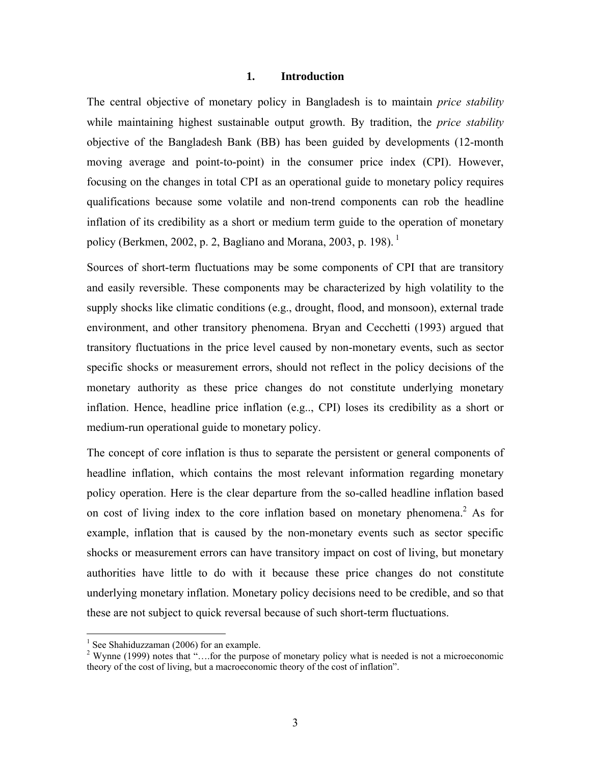## 1. Introduction

The central objective of monetary policy in Bangladesh is to maintain *price stability* while maintaining highest sustainable output growth. By tradition, the *price stability* objective of the Bangladesh Bank (BB) has been guided by developments (12-month moving average and point-to-point) in the consumer price index (CPI). However, focusing on the changes in total CPI as an operational guide to monetary policy requires qualifications because some volatile and non-trend components can rob the headline inflation of its credibility as a short or medium term guide to the operation of monetary policy (Berkmen, 2002, p. 2, Bagliano and Morana, 2003, p. 198). [1]

Sources of short-term fluctuations may be some components of CPI that are transitory and easily reversible. These components may be characterized by high volatility to the supply shocks like climatic conditions (e.g., drought, flood, and monsoon), external trade environment, and other transitory phenomena. Bryan and Cecchetti (1993) argued that transitory fluctuations in the price level caused by non-monetary events, such as sector specific shocks or measurement errors, should not reflect in the policy decisions of the monetary authority as these price changes do not constitute underlying monetary inflation. Hence, headline price inflation (e.g.., CPI) loses its credibility as a short or medium-run operational guide to monetary policy.

The concept of core inflation is thus to separate the persistent or general components of headline inflation, which contains the most relevant information regarding monetary policy operation. Here is the clear departure from the so-called headline inflation based on cost of living index to the core inflation based on monetary phenomena.[2] As for example, inflation that is caused by the non-monetary events such as sector specific shocks or measurement errors can have transitory impact on cost of living, but monetary authorities have little to do with it because these price changes do not constitute underlying monetary inflation. Monetary policy decisions need to be credible, and so that these are not subject to quick reversal because of such short-term fluctuations.

---

[1] See Shahiduzzaman (2006) for an example.

[2] Wynne (1999) notes that "….for the purpose of monetary policy what is needed is not a microeconomic theory of the cost of living, but a macroeconomic theory of the cost of inflation".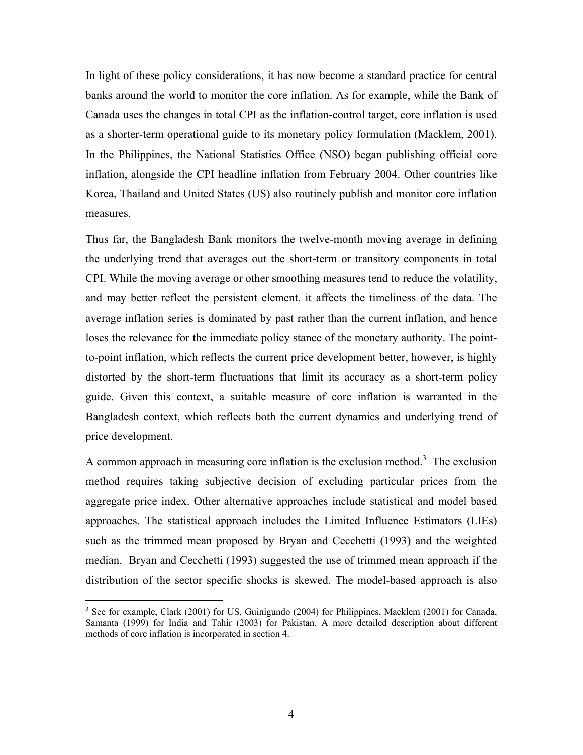In light of these policy considerations, it has now become a standard practice for central banks around the world to monitor the core inflation. As for example, while the Bank of Canada uses the changes in total CPI as the inflation-control target, core inflation is used as a shorter-term operational guide to its monetary policy formulation (Macklem, 2001). In the Philippines, the National Statistics Office (NSO) began publishing official core inflation, alongside the CPI headline inflation from February 2004. Other countries like Korea, Thailand and United States (US) also routinely publish and monitor core inflation measures.

Thus far, the Bangladesh Bank monitors the twelve-month moving average in defining the underlying trend that averages out the short-term or transitory components in total CPI. While the moving average or other smoothing measures tend to reduce the volatility, and may better reflect the persistent element, it affects the timeliness of the data. The average inflation series is dominated by past rather than the current inflation, and hence loses the relevance for the immediate policy stance of the monetary authority. The point-to-point inflation, which reflects the current price development better, however, is highly distorted by the short-term fluctuations that limit its accuracy as a short-term policy guide. Given this context, a suitable measure of core inflation is warranted in the Bangladesh context, which reflects both the current dynamics and underlying trend of price development.

A common approach in measuring core inflation is the exclusion method.[3] The exclusion method requires taking subjective decision of excluding particular prices from the aggregate price index. Other alternative approaches include statistical and model based approaches. The statistical approach includes the Limited Influence Estimators (LIEs) such as the trimmed mean proposed by Bryan and Cecchetti (1993) and the weighted median. Bryan and Cecchetti (1993) suggested the use of trimmed mean approach if the distribution of the sector specific shocks is skewed. The model-based approach is also

[3] See for example, Clark (2001) for US, Guinigundo (2004) for Philippines, Macklem (2001) for Canada, Samanta (1999) for India and Tahir (2003) for Pakistan. A more detailed description about different methods of core inflation is incorporated in section 4.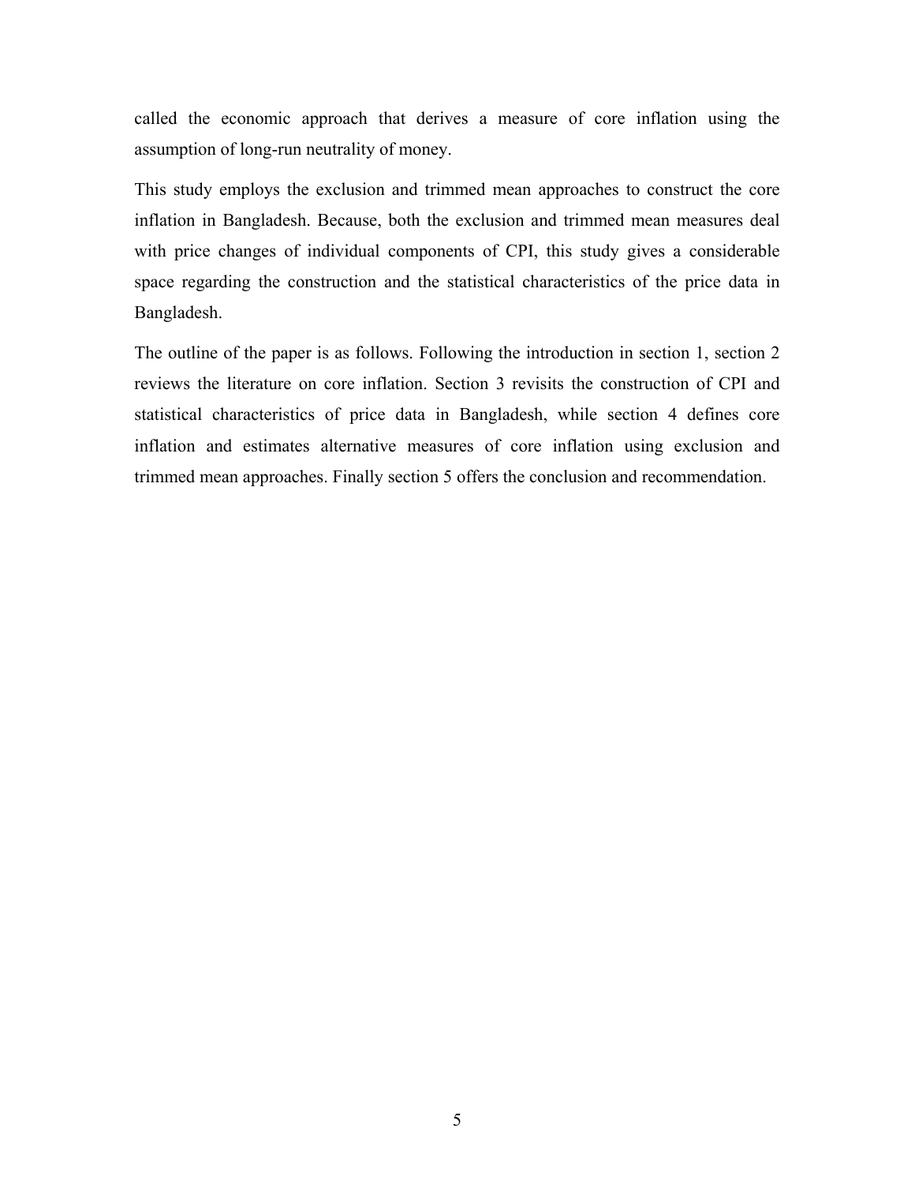called the economic approach that derives a measure of core inflation using the assumption of long-run neutrality of money.

This study employs the exclusion and trimmed mean approaches to construct the core inflation in Bangladesh. Because, both the exclusion and trimmed mean measures deal with price changes of individual components of CPI, this study gives a considerable space regarding the construction and the statistical characteristics of the price data in Bangladesh.

The outline of the paper is as follows. Following the introduction in section 1, section 2 reviews the literature on core inflation. Section 3 revisits the construction of CPI and statistical characteristics of price data in Bangladesh, while section 4 defines core inflation and estimates alternative measures of core inflation using exclusion and trimmed mean approaches. Finally section 5 offers the conclusion and recommendation.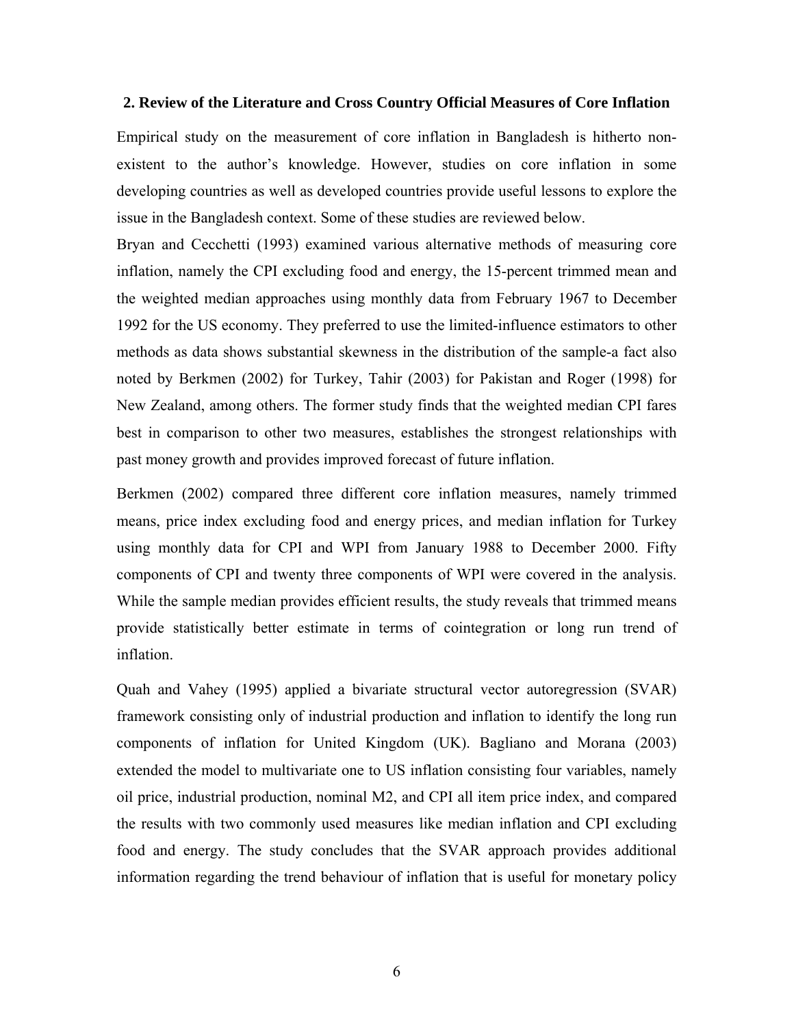## 2. Review of the Literature and Cross Country Official Measures of Core Inflation

Empirical study on the measurement of core inflation in Bangladesh is hitherto non-existent to the author's knowledge. However, studies on core inflation in some developing countries as well as developed countries provide useful lessons to explore the issue in the Bangladesh context. Some of these studies are reviewed below.

Bryan and Cecchetti (1993) examined various alternative methods of measuring core inflation, namely the CPI excluding food and energy, the 15-percent trimmed mean and the weighted median approaches using monthly data from February 1967 to December 1992 for the US economy. They preferred to use the limited-influence estimators to other methods as data shows substantial skewness in the distribution of the sample-a fact also noted by Berkmen (2002) for Turkey, Tahir (2003) for Pakistan and Roger (1998) for New Zealand, among others. The former study finds that the weighted median CPI fares best in comparison to other two measures, establishes the strongest relationships with past money growth and provides improved forecast of future inflation.

Berkmen (2002) compared three different core inflation measures, namely trimmed means, price index excluding food and energy prices, and median inflation for Turkey using monthly data for CPI and WPI from January 1988 to December 2000. Fifty components of CPI and twenty three components of WPI were covered in the analysis. While the sample median provides efficient results, the study reveals that trimmed means provide statistically better estimate in terms of cointegration or long run trend of inflation.

Quah and Vahey (1995) applied a bivariate structural vector autoregression (SVAR) framework consisting only of industrial production and inflation to identify the long run components of inflation for United Kingdom (UK). Bagliano and Morana (2003) extended the model to multivariate one to US inflation consisting four variables, namely oil price, industrial production, nominal M2, and CPI all item price index, and compared the results with two commonly used measures like median inflation and CPI excluding food and energy. The study concludes that the SVAR approach provides additional information regarding the trend behaviour of inflation that is useful for monetary policy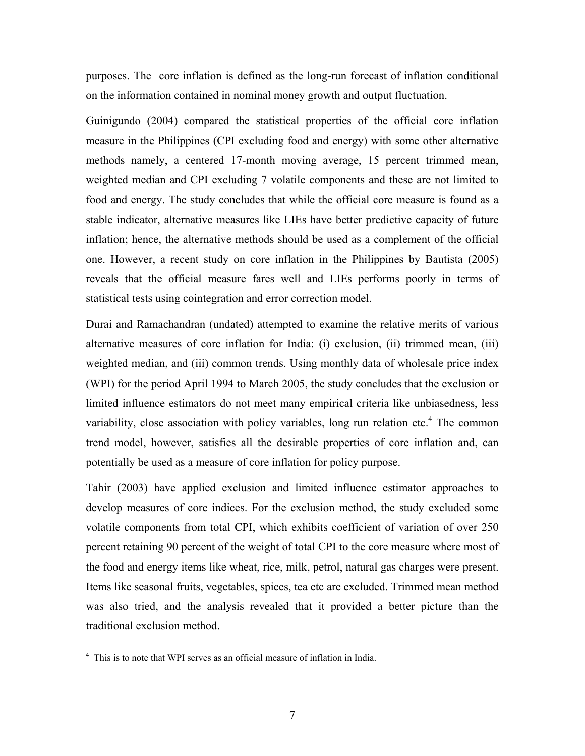purposes. The core inflation is defined as the long-run forecast of inflation conditional on the information contained in nominal money growth and output fluctuation.

Guinigundo (2004) compared the statistical properties of the official core inflation measure in the Philippines (CPI excluding food and energy) with some other alternative methods namely, a centered 17-month moving average, 15 percent trimmed mean, weighted median and CPI excluding 7 volatile components and these are not limited to food and energy. The study concludes that while the official core measure is found as a stable indicator, alternative measures like LIEs have better predictive capacity of future inflation; hence, the alternative methods should be used as a complement of the official one. However, a recent study on core inflation in the Philippines by Bautista (2005) reveals that the official measure fares well and LIEs performs poorly in terms of statistical tests using cointegration and error correction model.

Durai and Ramachandran (undated) attempted to examine the relative merits of various alternative measures of core inflation for India: (i) exclusion, (ii) trimmed mean, (iii) weighted median, and (iii) common trends. Using monthly data of wholesale price index (WPI) for the period April 1994 to March 2005, the study concludes that the exclusion or limited influence estimators do not meet many empirical criteria like unbiasedness, less variability, close association with policy variables, long run relation etc.[4] The common trend model, however, satisfies all the desirable properties of core inflation and, can potentially be used as a measure of core inflation for policy purpose.

Tahir (2003) have applied exclusion and limited influence estimator approaches to develop measures of core indices. For the exclusion method, the study excluded some volatile components from total CPI, which exhibits coefficient of variation of over 250 percent retaining 90 percent of the weight of total CPI to the core measure where most of the food and energy items like wheat, rice, milk, petrol, natural gas charges were present. Items like seasonal fruits, vegetables, spices, tea etc are excluded. Trimmed mean method was also tried, and the analysis revealed that it provided a better picture than the traditional exclusion method.

---

[4] This is to note that WPI serves as an official measure of inflation in India.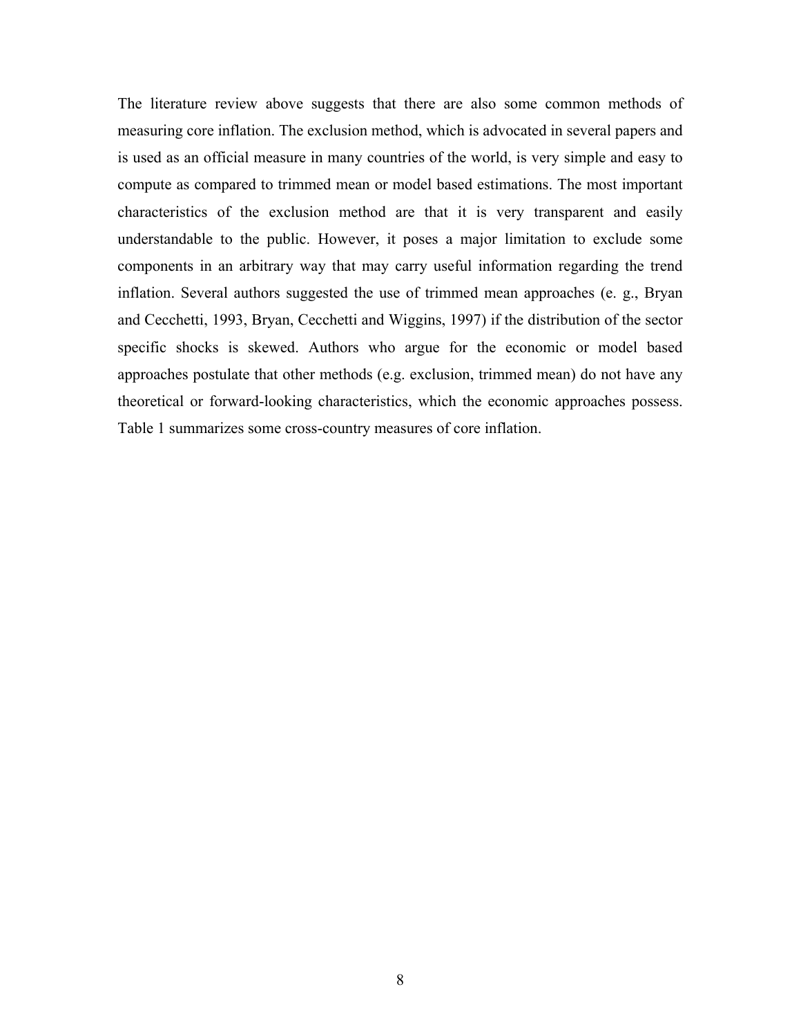The literature review above suggests that there are also some common methods of measuring core inflation. The exclusion method, which is advocated in several papers and is used as an official measure in many countries of the world, is very simple and easy to compute as compared to trimmed mean or model based estimations. The most important characteristics of the exclusion method are that it is very transparent and easily understandable to the public. However, it poses a major limitation to exclude some components in an arbitrary way that may carry useful information regarding the trend inflation. Several authors suggested the use of trimmed mean approaches (e. g., Bryan and Cecchetti, 1993, Bryan, Cecchetti and Wiggins, 1997) if the distribution of the sector specific shocks is skewed. Authors who argue for the economic or model based approaches postulate that other methods (e.g. exclusion, trimmed mean) do not have any theoretical or forward-looking characteristics, which the economic approaches possess. Table 1 summarizes some cross-country measures of core inflation.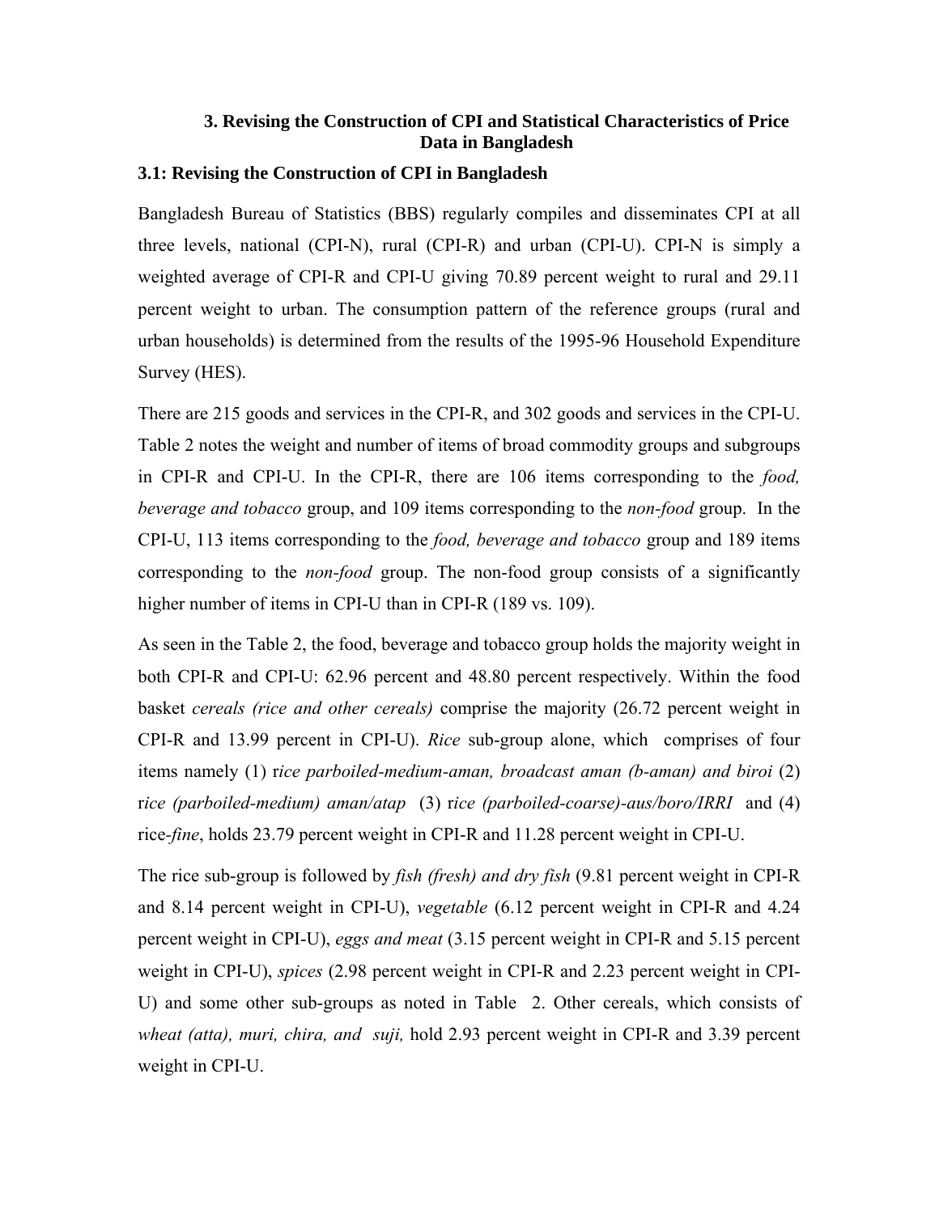## 3. Revising the Construction of CPI and Statistical Characteristics of Price Data in Bangladesh

### 3.1: Revising the Construction of CPI in Bangladesh

Bangladesh Bureau of Statistics (BBS) regularly compiles and disseminates CPI at all three levels, national (CPI-N), rural (CPI-R) and urban (CPI-U). CPI-N is simply a weighted average of CPI-R and CPI-U giving 70.89 percent weight to rural and 29.11 percent weight to urban. The consumption pattern of the reference groups (rural and urban households) is determined from the results of the 1995-96 Household Expenditure Survey (HES).

There are 215 goods and services in the CPI-R, and 302 goods and services in the CPI-U. Table 2 notes the weight and number of items of broad commodity groups and subgroups in CPI-R and CPI-U. In the CPI-R, there are 106 items corresponding to the *food, beverage and tobacco* group, and 109 items corresponding to the *non-food* group. In the CPI-U, 113 items corresponding to the *food, beverage and tobacco* group and 189 items corresponding to the *non-food* group. The non-food group consists of a significantly higher number of items in CPI-U than in CPI-R (189 vs. 109).

As seen in the Table 2, the food, beverage and tobacco group holds the majority weight in both CPI-R and CPI-U: 62.96 percent and 48.80 percent respectively. Within the food basket *cereals (rice and other cereals)* comprise the majority (26.72 percent weight in CPI-R and 13.99 percent in CPI-U). *Rice* sub-group alone, which comprises of four items namely (1) r*ice parboiled-medium-aman, broadcast aman (b-aman) and biroi* (2) r*ice (parboiled-medium) aman/atap* (3) r*ice (parboiled-coarse)-aus/boro/IRRI* and (4) rice-*fine*, holds 23.79 percent weight in CPI-R and 11.28 percent weight in CPI-U.

The rice sub-group is followed by *fish (fresh) and dry fish* (9.81 percent weight in CPI-R and 8.14 percent weight in CPI-U), *vegetable* (6.12 percent weight in CPI-R and 4.24 percent weight in CPI-U), *eggs and meat* (3.15 percent weight in CPI-R and 5.15 percent weight in CPI-U), *spices* (2.98 percent weight in CPI-R and 2.23 percent weight in CPI-U) and some other sub-groups as noted in Table 2. Other cereals, which consists of *wheat (atta), muri, chira, and suji,* hold 2.93 percent weight in CPI-R and 3.39 percent weight in CPI-U.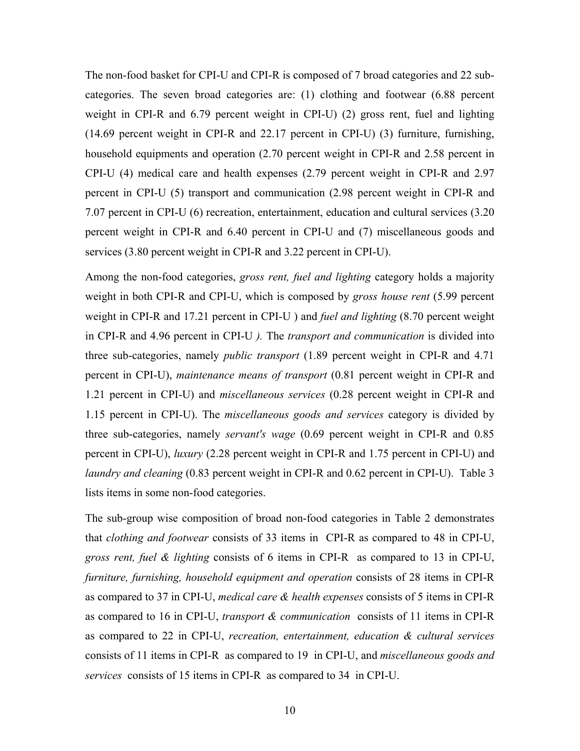The non-food basket for CPI-U and CPI-R is composed of 7 broad categories and 22 sub-categories. The seven broad categories are: (1) clothing and footwear (6.88 percent weight in CPI-R and 6.79 percent weight in CPI-U) (2) gross rent, fuel and lighting (14.69 percent weight in CPI-R and 22.17 percent in CPI-U) (3) furniture, furnishing, household equipments and operation (2.70 percent weight in CPI-R and 2.58 percent in CPI-U (4) medical care and health expenses (2.79 percent weight in CPI-R and 2.97 percent in CPI-U (5) transport and communication (2.98 percent weight in CPI-R and 7.07 percent in CPI-U (6) recreation, entertainment, education and cultural services (3.20 percent weight in CPI-R and 6.40 percent in CPI-U and (7) miscellaneous goods and services (3.80 percent weight in CPI-R and 3.22 percent in CPI-U).

Among the non-food categories, *gross rent, fuel and lighting* category holds a majority weight in both CPI-R and CPI-U, which is composed by *gross house rent* (5.99 percent weight in CPI-R and 17.21 percent in CPI-U ) and *fuel and lighting* (8.70 percent weight in CPI-R and 4.96 percent in CPI-U *).* The *transport and communication* is divided into three sub-categories, namely *public transport* (1.89 percent weight in CPI-R and 4.71 percent in CPI-U), *maintenance means of transport* (0.81 percent weight in CPI-R and 1.21 percent in CPI-U) and *miscellaneous services* (0.28 percent weight in CPI-R and 1.15 percent in CPI-U). The *miscellaneous goods and services* category is divided by three sub-categories, namely *servant's wage* (0.69 percent weight in CPI-R and 0.85 percent in CPI-U), *luxury* (2.28 percent weight in CPI-R and 1.75 percent in CPI-U) and *laundry and cleaning* (0.83 percent weight in CPI-R and 0.62 percent in CPI-U). Table 3 lists items in some non-food categories.

The sub-group wise composition of broad non-food categories in Table 2 demonstrates that *clothing and footwear* consists of 33 items in CPI-R as compared to 48 in CPI-U, *gross rent, fuel & lighting* consists of 6 items in CPI-R as compared to 13 in CPI-U, *furniture, furnishing, household equipment and operation* consists of 28 items in CPI-R as compared to 37 in CPI-U, *medical care & health expenses* consists of 5 items in CPI-R as compared to 16 in CPI-U, *transport & communication* consists of 11 items in CPI-R as compared to 22 in CPI-U, *recreation, entertainment, education & cultural services* consists of 11 items in CPI-R as compared to 19 in CPI-U, and *miscellaneous goods and services* consists of 15 items in CPI-R as compared to 34 in CPI-U.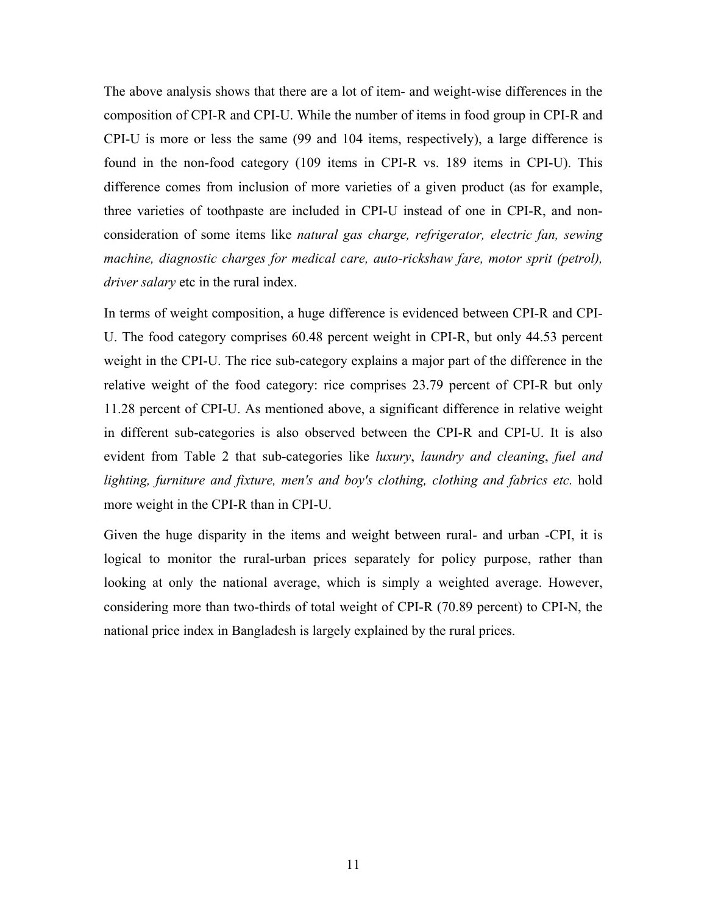The above analysis shows that there are a lot of item- and weight-wise differences in the composition of CPI-R and CPI-U. While the number of items in food group in CPI-R and CPI-U is more or less the same (99 and 104 items, respectively), a large difference is found in the non-food category (109 items in CPI-R vs. 189 items in CPI-U). This difference comes from inclusion of more varieties of a given product (as for example, three varieties of toothpaste are included in CPI-U instead of one in CPI-R, and non-consideration of some items like *natural gas charge, refrigerator, electric fan, sewing machine, diagnostic charges for medical care, auto-rickshaw fare, motor sprit (petrol), driver salary* etc in the rural index.

In terms of weight composition, a huge difference is evidenced between CPI-R and CPI-U. The food category comprises 60.48 percent weight in CPI-R, but only 44.53 percent weight in the CPI-U. The rice sub-category explains a major part of the difference in the relative weight of the food category: rice comprises 23.79 percent of CPI-R but only 11.28 percent of CPI-U. As mentioned above, a significant difference in relative weight in different sub-categories is also observed between the CPI-R and CPI-U. It is also evident from Table 2 that sub-categories like *luxury*, *laundry and cleaning*, *fuel and lighting, furniture and fixture, men's and boy's clothing, clothing and fabrics etc.* hold more weight in the CPI-R than in CPI-U.

Given the huge disparity in the items and weight between rural- and urban -CPI, it is logical to monitor the rural-urban prices separately for policy purpose, rather than looking at only the national average, which is simply a weighted average. However, considering more than two-thirds of total weight of CPI-R (70.89 percent) to CPI-N, the national price index in Bangladesh is largely explained by the rural prices.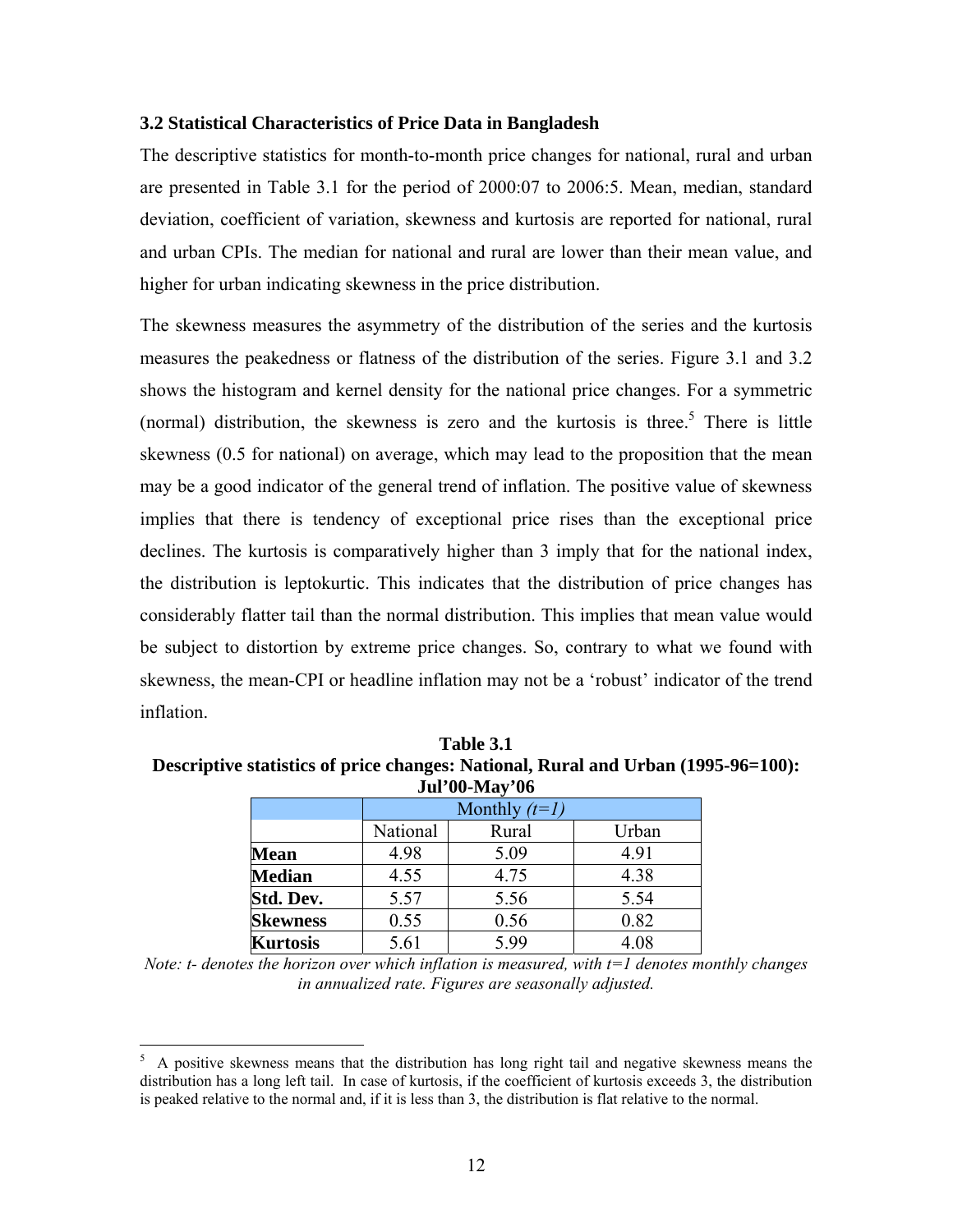### 3.2 Statistical Characteristics of Price Data in Bangladesh

The descriptive statistics for month-to-month price changes for national, rural and urban are presented in Table 3.1 for the period of 2000:07 to 2006:5. Mean, median, standard deviation, coefficient of variation, skewness and kurtosis are reported for national, rural and urban CPIs. The median for national and rural are lower than their mean value, and higher for urban indicating skewness in the price distribution.

The skewness measures the asymmetry of the distribution of the series and the kurtosis measures the peakedness or flatness of the distribution of the series. Figure 3.1 and 3.2 shows the histogram and kernel density for the national price changes. For a symmetric (normal) distribution, the skewness is zero and the kurtosis is three.[5] There is little skewness (0.5 for national) on average, which may lead to the proposition that the mean may be a good indicator of the general trend of inflation. The positive value of skewness implies that there is tendency of exceptional price rises than the exceptional price declines. The kurtosis is comparatively higher than 3 imply that for the national index, the distribution is leptokurtic. This indicates that the distribution of price changes has considerably flatter tail than the normal distribution. This implies that mean value would be subject to distortion by extreme price changes. So, contrary to what we found with skewness, the mean-CPI or headline inflation may not be a 'robust' indicator of the trend inflation.

**Table 3.1**
**Descriptive statistics of price changes: National, Rural and Urban (1995-96=100): Jul'00-May'06**

| | Monthly *(t=1)* | | |
|---|---|---|---|
| | National | Rural | Urban |
| **Mean** | 4.98 | 5.09 | 4.91 |
| **Median** | 4.55 | 4.75 | 4.38 |
| **Std. Dev.** | 5.57 | 5.56 | 5.54 |
| **Skewness** | 0.55 | 0.56 | 0.82 |
| **Kurtosis** | 5.61 | 5.99 | 4.08 |

*Note: t- denotes the horizon over which inflation is measured, with t=1 denotes monthly changes in annualized rate. Figures are seasonally adjusted.*

[5] A positive skewness means that the distribution has long right tail and negative skewness means the distribution has a long left tail. In case of kurtosis, if the coefficient of kurtosis exceeds 3, the distribution is peaked relative to the normal and, if it is less than 3, the distribution is flat relative to the normal.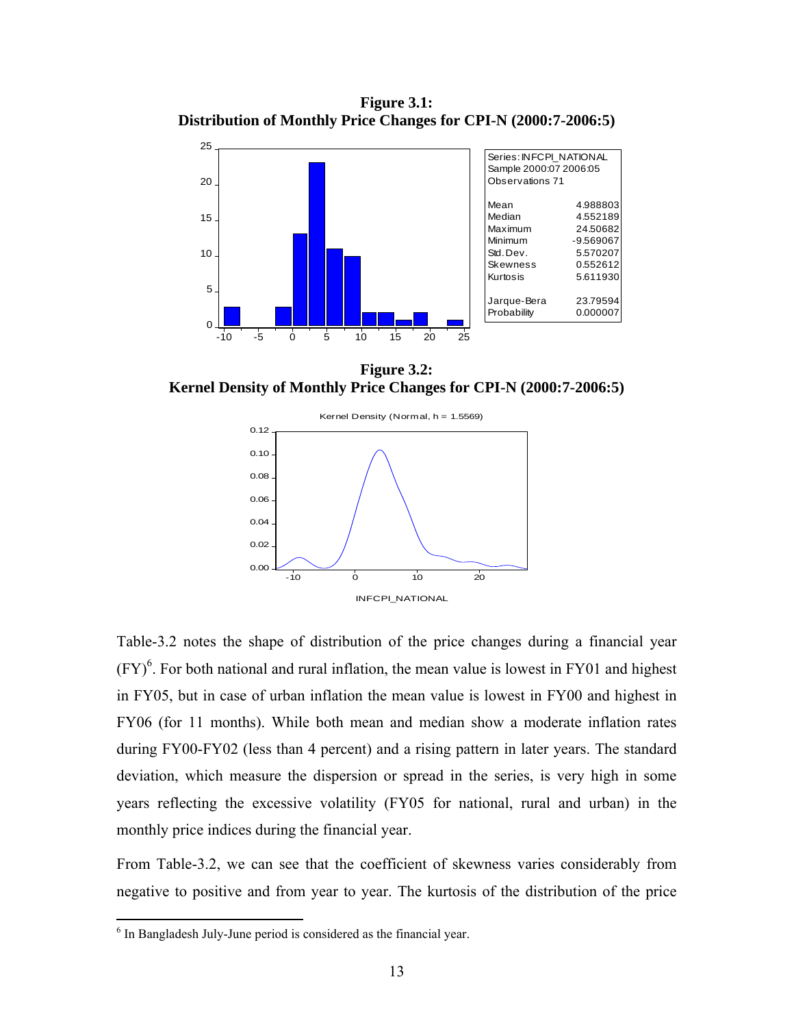**Figure 3.1:**
**Distribution of Monthly Price Changes for CPI-N (2000:7-2006:5)**

| Series: INFCPI_NATIONAL | |
|---|---|
| Sample 2000:07 2006:05 | |
| Observations 71 | |
| Mean | 4.988803 |
| Median | 4.552189 |
| Maximum | 24.50682 |
| Minimum | -9.569067 |
| Std. Dev. | 5.570207 |
| Skewness | 0.552612 |
| Kurtosis | 5.611930 |
| Jarque-Bera | 23.79594 |
| Probability | 0.000007 |

**Figure 3.2:**
**Kernel Density of Monthly Price Changes for CPI-N (2000:7-2006:5)**

Table-3.2 notes the shape of distribution of the price changes during a financial year (FY)[6]. For both national and rural inflation, the mean value is lowest in FY01 and highest in FY05, but in case of urban inflation the mean value is lowest in FY00 and highest in FY06 (for 11 months). While both mean and median show a moderate inflation rates during FY00-FY02 (less than 4 percent) and a rising pattern in later years. The standard deviation, which measure the dispersion or spread in the series, is very high in some years reflecting the excessive volatility (FY05 for national, rural and urban) in the monthly price indices during the financial year.

From Table-3.2, we can see that the coefficient of skewness varies considerably from negative to positive and from year to year. The kurtosis of the distribution of the price

[6] In Bangladesh July-June period is considered as the financial year.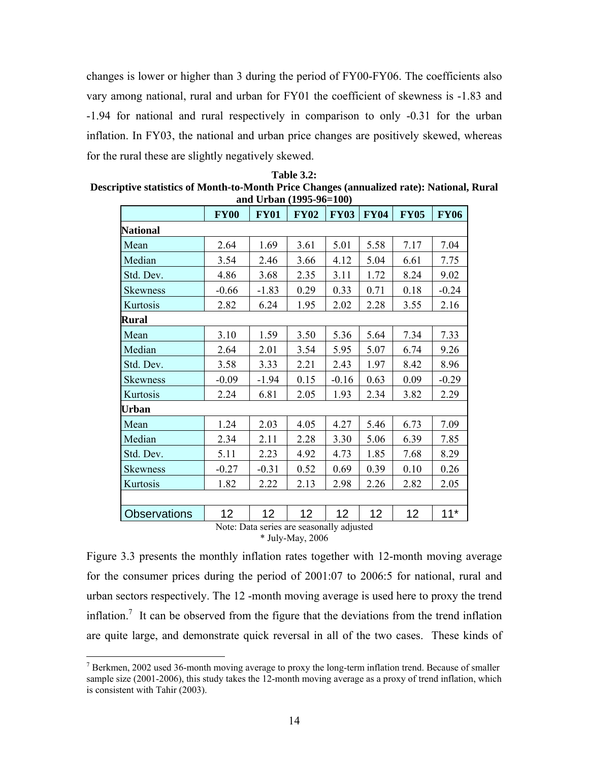changes is lower or higher than 3 during the period of FY00-FY06. The coefficients also vary among national, rural and urban for FY01 the coefficient of skewness is -1.83 and -1.94 for national and rural respectively in comparison to only -0.31 for the urban inflation. In FY03, the national and urban price changes are positively skewed, whereas for the rural these are slightly negatively skewed.

**Table 3.2:**
**Descriptive statistics of Month-to-Month Price Changes (annualized rate): National, Rural and Urban (1995-96=100)**

| | FY00 | FY01 | FY02 | FY03 | FY04 | FY05 | FY06 |
|---|---|---|---|---|---|---|---|
| **National** | | | | | | | |
| Mean | 2.64 | 1.69 | 3.61 | 5.01 | 5.58 | 7.17 | 7.04 |
| Median | 3.54 | 2.46 | 3.66 | 4.12 | 5.04 | 6.61 | 7.75 |
| Std. Dev. | 4.86 | 3.68 | 2.35 | 3.11 | 1.72 | 8.24 | 9.02 |
| Skewness | -0.66 | -1.83 | 0.29 | 0.33 | 0.71 | 0.18 | -0.24 |
| Kurtosis | 2.82 | 6.24 | 1.95 | 2.02 | 2.28 | 3.55 | 2.16 |
| **Rural** | | | | | | | |
| Mean | 3.10 | 1.59 | 3.50 | 5.36 | 5.64 | 7.34 | 7.33 |
| Median | 2.64 | 2.01 | 3.54 | 5.95 | 5.07 | 6.74 | 9.26 |
| Std. Dev. | 3.58 | 3.33 | 2.21 | 2.43 | 1.97 | 8.42 | 8.96 |
| Skewness | -0.09 | -1.94 | 0.15 | -0.16 | 0.63 | 0.09 | -0.29 |
| Kurtosis | 2.24 | 6.81 | 2.05 | 1.93 | 2.34 | 3.82 | 2.29 |
| **Urban** | | | | | | | |
| Mean | 1.24 | 2.03 | 4.05 | 4.27 | 5.46 | 6.73 | 7.09 |
| Median | 2.34 | 2.11 | 2.28 | 3.30 | 5.06 | 6.39 | 7.85 |
| Std. Dev. | 5.11 | 2.23 | 4.92 | 4.73 | 1.85 | 7.68 | 8.29 |
| Skewness | -0.27 | -0.31 | 0.52 | 0.69 | 0.39 | 0.10 | 0.26 |
| Kurtosis | 1.82 | 2.22 | 2.13 | 2.98 | 2.26 | 2.82 | 2.05 |
| | | | | | | | |
| Observations | 12 | 12 | 12 | 12 | 12 | 12 | 11* |

Note: Data series are seasonally adjusted
\* July-May, 2006

Figure 3.3 presents the monthly inflation rates together with 12-month moving average for the consumer prices during the period of 2001:07 to 2006:5 for national, rural and urban sectors respectively. The 12 -month moving average is used here to proxy the trend inflation.[7] It can be observed from the figure that the deviations from the trend inflation are quite large, and demonstrate quick reversal in all of the two cases. These kinds of

[7] Berkmen, 2002 used 36-month moving average to proxy the long-term inflation trend. Because of smaller sample size (2001-2006), this study takes the 12-month moving average as a proxy of trend inflation, which is consistent with Tahir (2003).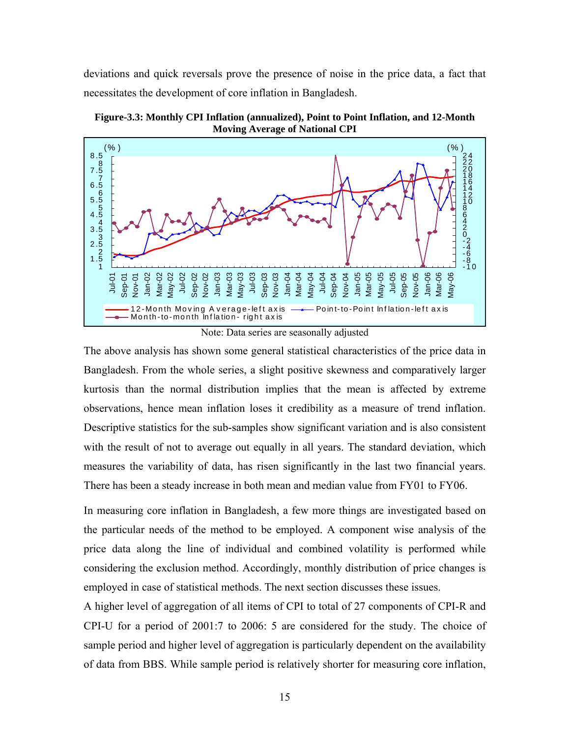deviations and quick reversals prove the presence of noise in the price data, a fact that necessitates the development of core inflation in Bangladesh.

**Figure-3.3: Monthly CPI Inflation (annualized), Point to Point Inflation, and 12-Month Moving Average of National CPI**

Note: Data series are seasonally adjusted

The above analysis has shown some general statistical characteristics of the price data in Bangladesh. From the whole series, a slight positive skewness and comparatively larger kurtosis than the normal distribution implies that the mean is affected by extreme observations, hence mean inflation loses it credibility as a measure of trend inflation. Descriptive statistics for the sub-samples show significant variation and is also consistent with the result of not to average out equally in all years. The standard deviation, which measures the variability of data, has risen significantly in the last two financial years. There has been a steady increase in both mean and median value from FY01 to FY06.

In measuring core inflation in Bangladesh, a few more things are investigated based on the particular needs of the method to be employed. A component wise analysis of the price data along the line of individual and combined volatility is performed while considering the exclusion method. Accordingly, monthly distribution of price changes is employed in case of statistical methods. The next section discusses these issues.

A higher level of aggregation of all items of CPI to total of 27 components of CPI-R and CPI-U for a period of 2001:7 to 2006: 5 are considered for the study. The choice of sample period and higher level of aggregation is particularly dependent on the availability of data from BBS. While sample period is relatively shorter for measuring core inflation,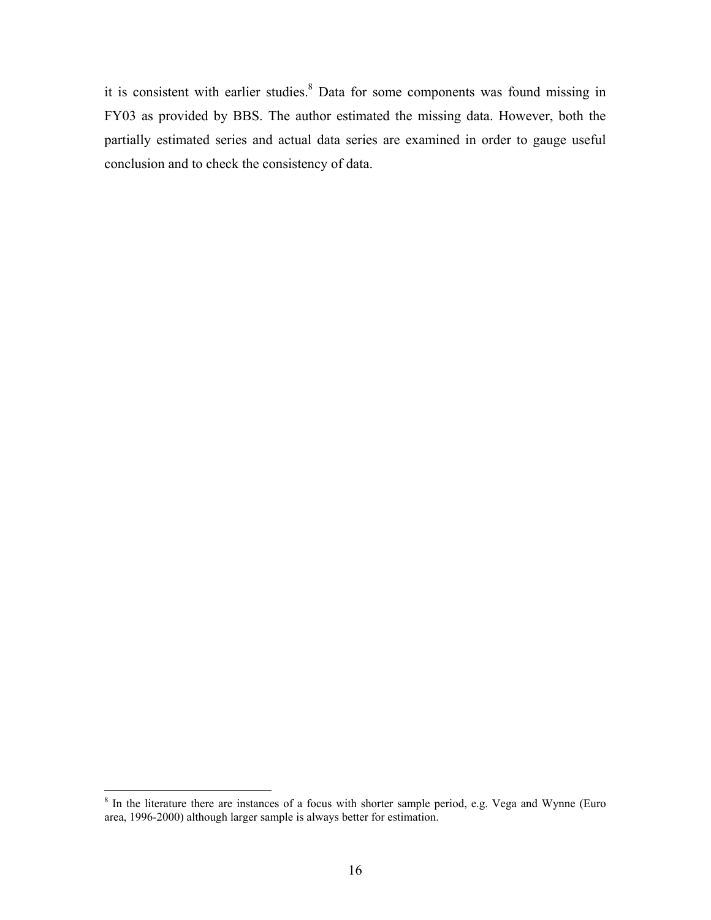it is consistent with earlier studies.[8] Data for some components was found missing in FY03 as provided by BBS. The author estimated the missing data. However, both the partially estimated series and actual data series are examined in order to gauge useful conclusion and to check the consistency of data.

---

[8] In the literature there are instances of a focus with shorter sample period, e.g. Vega and Wynne (Euro area, 1996-2000) although larger sample is always better for estimation.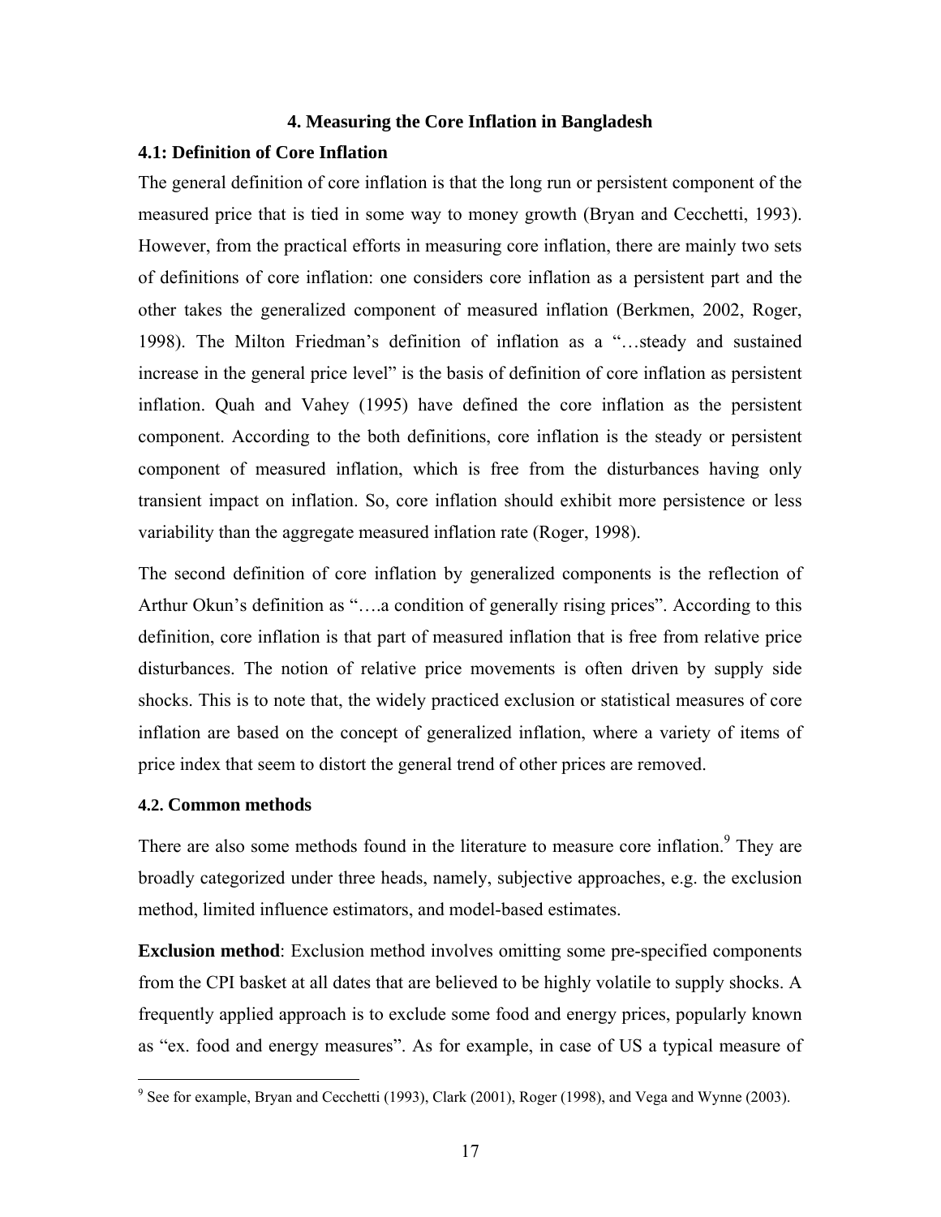## 4. Measuring the Core Inflation in Bangladesh

### 4.1: Definition of Core Inflation

The general definition of core inflation is that the long run or persistent component of the measured price that is tied in some way to money growth (Bryan and Cecchetti, 1993). However, from the practical efforts in measuring core inflation, there are mainly two sets of definitions of core inflation: one considers core inflation as a persistent part and the other takes the generalized component of measured inflation (Berkmen, 2002, Roger, 1998). The Milton Friedman's definition of inflation as a "…steady and sustained increase in the general price level" is the basis of definition of core inflation as persistent inflation. Quah and Vahey (1995) have defined the core inflation as the persistent component. According to the both definitions, core inflation is the steady or persistent component of measured inflation, which is free from the disturbances having only transient impact on inflation. So, core inflation should exhibit more persistence or less variability than the aggregate measured inflation rate (Roger, 1998).

The second definition of core inflation by generalized components is the reflection of Arthur Okun's definition as "….a condition of generally rising prices". According to this definition, core inflation is that part of measured inflation that is free from relative price disturbances. The notion of relative price movements is often driven by supply side shocks. This is to note that, the widely practiced exclusion or statistical measures of core inflation are based on the concept of generalized inflation, where a variety of items of price index that seem to distort the general trend of other prices are removed.

### 4.2. Common methods

There are also some methods found in the literature to measure core inflation.[9] They are broadly categorized under three heads, namely, subjective approaches, e.g. the exclusion method, limited influence estimators, and model-based estimates.

**Exclusion method**: Exclusion method involves omitting some pre-specified components from the CPI basket at all dates that are believed to be highly volatile to supply shocks. A frequently applied approach is to exclude some food and energy prices, popularly known as "ex. food and energy measures". As for example, in case of US a typical measure of

[9] See for example, Bryan and Cecchetti (1993), Clark (2001), Roger (1998), and Vega and Wynne (2003).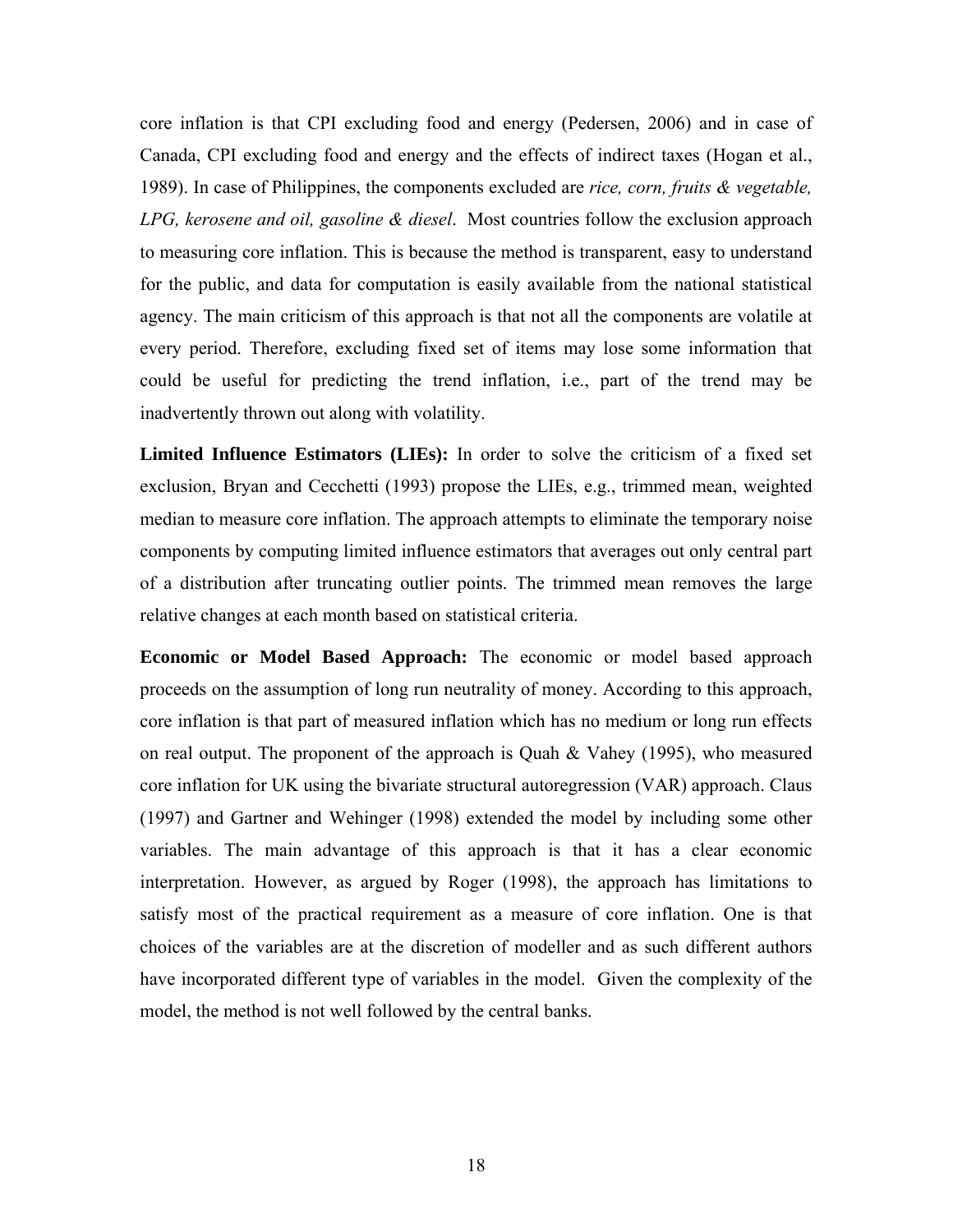core inflation is that CPI excluding food and energy (Pedersen, 2006) and in case of Canada, CPI excluding food and energy and the effects of indirect taxes (Hogan et al., 1989). In case of Philippines, the components excluded are *rice, corn, fruits & vegetable, LPG, kerosene and oil, gasoline & diesel*. Most countries follow the exclusion approach to measuring core inflation. This is because the method is transparent, easy to understand for the public, and data for computation is easily available from the national statistical agency. The main criticism of this approach is that not all the components are volatile at every period. Therefore, excluding fixed set of items may lose some information that could be useful for predicting the trend inflation, i.e., part of the trend may be inadvertently thrown out along with volatility.

**Limited Influence Estimators (LIEs):** In order to solve the criticism of a fixed set exclusion, Bryan and Cecchetti (1993) propose the LIEs, e.g., trimmed mean, weighted median to measure core inflation. The approach attempts to eliminate the temporary noise components by computing limited influence estimators that averages out only central part of a distribution after truncating outlier points. The trimmed mean removes the large relative changes at each month based on statistical criteria.

**Economic or Model Based Approach:** The economic or model based approach proceeds on the assumption of long run neutrality of money. According to this approach, core inflation is that part of measured inflation which has no medium or long run effects on real output. The proponent of the approach is Quah & Vahey (1995), who measured core inflation for UK using the bivariate structural autoregression (VAR) approach. Claus (1997) and Gartner and Wehinger (1998) extended the model by including some other variables. The main advantage of this approach is that it has a clear economic interpretation. However, as argued by Roger (1998), the approach has limitations to satisfy most of the practical requirement as a measure of core inflation. One is that choices of the variables are at the discretion of modeller and as such different authors have incorporated different type of variables in the model. Given the complexity of the model, the method is not well followed by the central banks.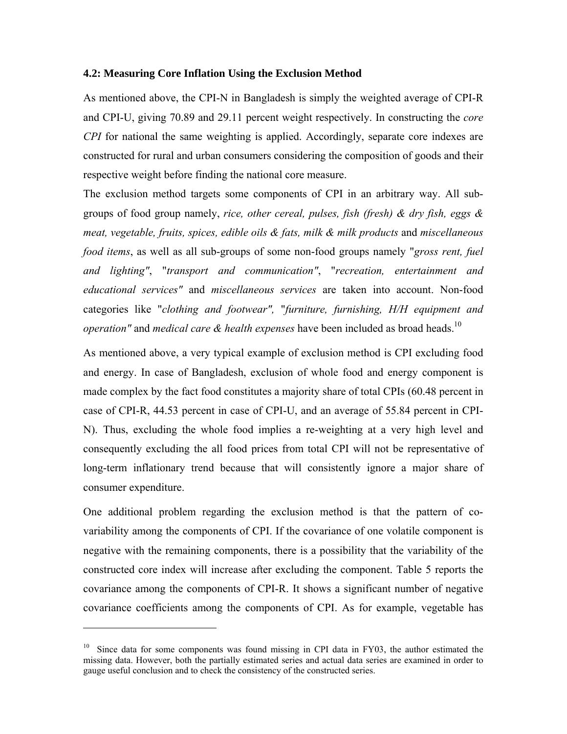### 4.2: Measuring Core Inflation Using the Exclusion Method

As mentioned above, the CPI-N in Bangladesh is simply the weighted average of CPI-R and CPI-U, giving 70.89 and 29.11 percent weight respectively. In constructing the *core CPI* for national the same weighting is applied. Accordingly, separate core indexes are constructed for rural and urban consumers considering the composition of goods and their respective weight before finding the national core measure.

The exclusion method targets some components of CPI in an arbitrary way. All sub-groups of food group namely, *rice, other cereal, pulses, fish (fresh) & dry fish, eggs & meat, vegetable, fruits, spices, edible oils & fats, milk & milk products* and *miscellaneous food items*, as well as all sub-groups of some non-food groups namely "*gross rent, fuel and lighting"*, "*transport and communication"*, "*recreation, entertainment and educational services"* and *miscellaneous services* are taken into account. Non-food categories like "*clothing and footwear",* "*furniture, furnishing, H/H equipment and operation"* and *medical care & health expenses* have been included as broad heads.[10]

As mentioned above, a very typical example of exclusion method is CPI excluding food and energy. In case of Bangladesh, exclusion of whole food and energy component is made complex by the fact food constitutes a majority share of total CPIs (60.48 percent in case of CPI-R, 44.53 percent in case of CPI-U, and an average of 55.84 percent in CPI-N). Thus, excluding the whole food implies a re-weighting at a very high level and consequently excluding the all food prices from total CPI will not be representative of long-term inflationary trend because that will consistently ignore a major share of consumer expenditure.

One additional problem regarding the exclusion method is that the pattern of co-variability among the components of CPI. If the covariance of one volatile component is negative with the remaining components, there is a possibility that the variability of the constructed core index will increase after excluding the component. Table 5 reports the covariance among the components of CPI-R. It shows a significant number of negative covariance coefficients among the components of CPI. As for example, vegetable has

---

[10] Since data for some components was found missing in CPI data in FY03, the author estimated the missing data. However, both the partially estimated series and actual data series are examined in order to gauge useful conclusion and to check the consistency of the constructed series.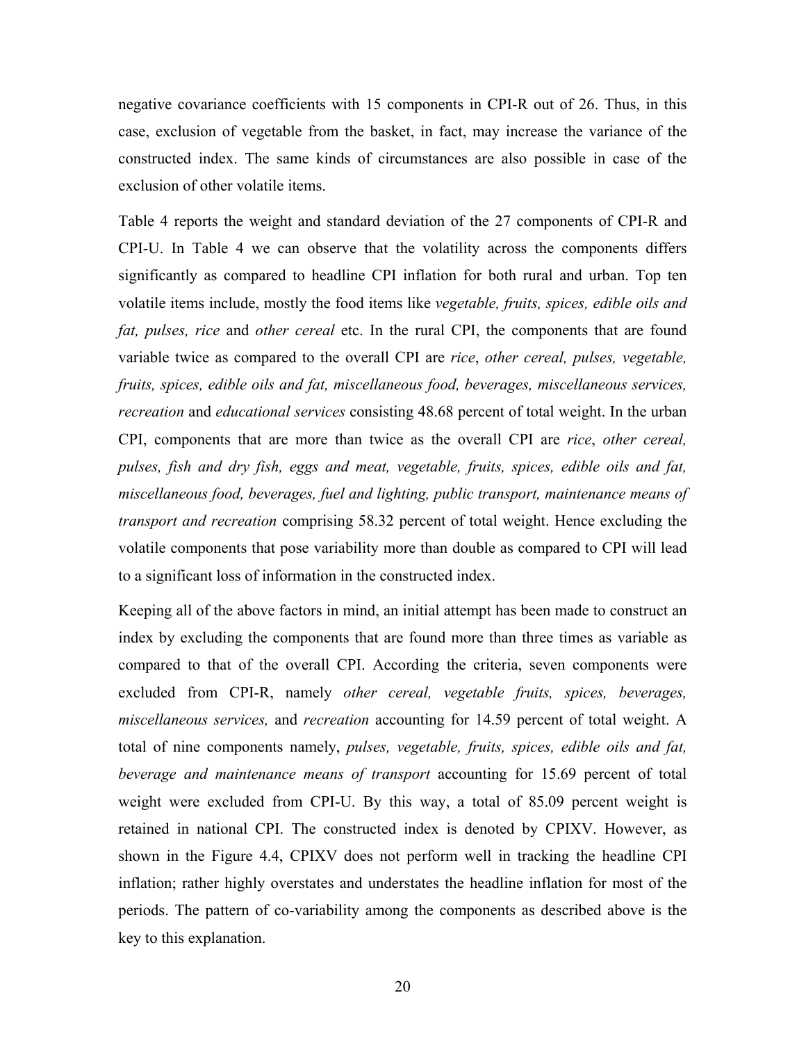negative covariance coefficients with 15 components in CPI-R out of 26. Thus, in this case, exclusion of vegetable from the basket, in fact, may increase the variance of the constructed index. The same kinds of circumstances are also possible in case of the exclusion of other volatile items.

Table 4 reports the weight and standard deviation of the 27 components of CPI-R and CPI-U. In Table 4 we can observe that the volatility across the components differs significantly as compared to headline CPI inflation for both rural and urban. Top ten volatile items include, mostly the food items like *vegetable, fruits, spices, edible oils and fat, pulses, rice* and *other cereal* etc. In the rural CPI, the components that are found variable twice as compared to the overall CPI are *rice*, *other cereal, pulses, vegetable, fruits, spices, edible oils and fat, miscellaneous food, beverages, miscellaneous services, recreation* and *educational services* consisting 48.68 percent of total weight. In the urban CPI, components that are more than twice as the overall CPI are *rice*, *other cereal, pulses, fish and dry fish, eggs and meat, vegetable, fruits, spices, edible oils and fat, miscellaneous food, beverages, fuel and lighting, public transport, maintenance means of transport and recreation* comprising 58.32 percent of total weight. Hence excluding the volatile components that pose variability more than double as compared to CPI will lead to a significant loss of information in the constructed index.

Keeping all of the above factors in mind, an initial attempt has been made to construct an index by excluding the components that are found more than three times as variable as compared to that of the overall CPI. According the criteria, seven components were excluded from CPI-R, namely *other cereal, vegetable fruits, spices, beverages, miscellaneous services,* and *recreation* accounting for 14.59 percent of total weight. A total of nine components namely, *pulses, vegetable, fruits, spices, edible oils and fat, beverage and maintenance means of transport* accounting for 15.69 percent of total weight were excluded from CPI-U. By this way, a total of 85.09 percent weight is retained in national CPI. The constructed index is denoted by CPIXV. However, as shown in the Figure 4.4, CPIXV does not perform well in tracking the headline CPI inflation; rather highly overstates and understates the headline inflation for most of the periods. The pattern of co-variability among the components as described above is the key to this explanation.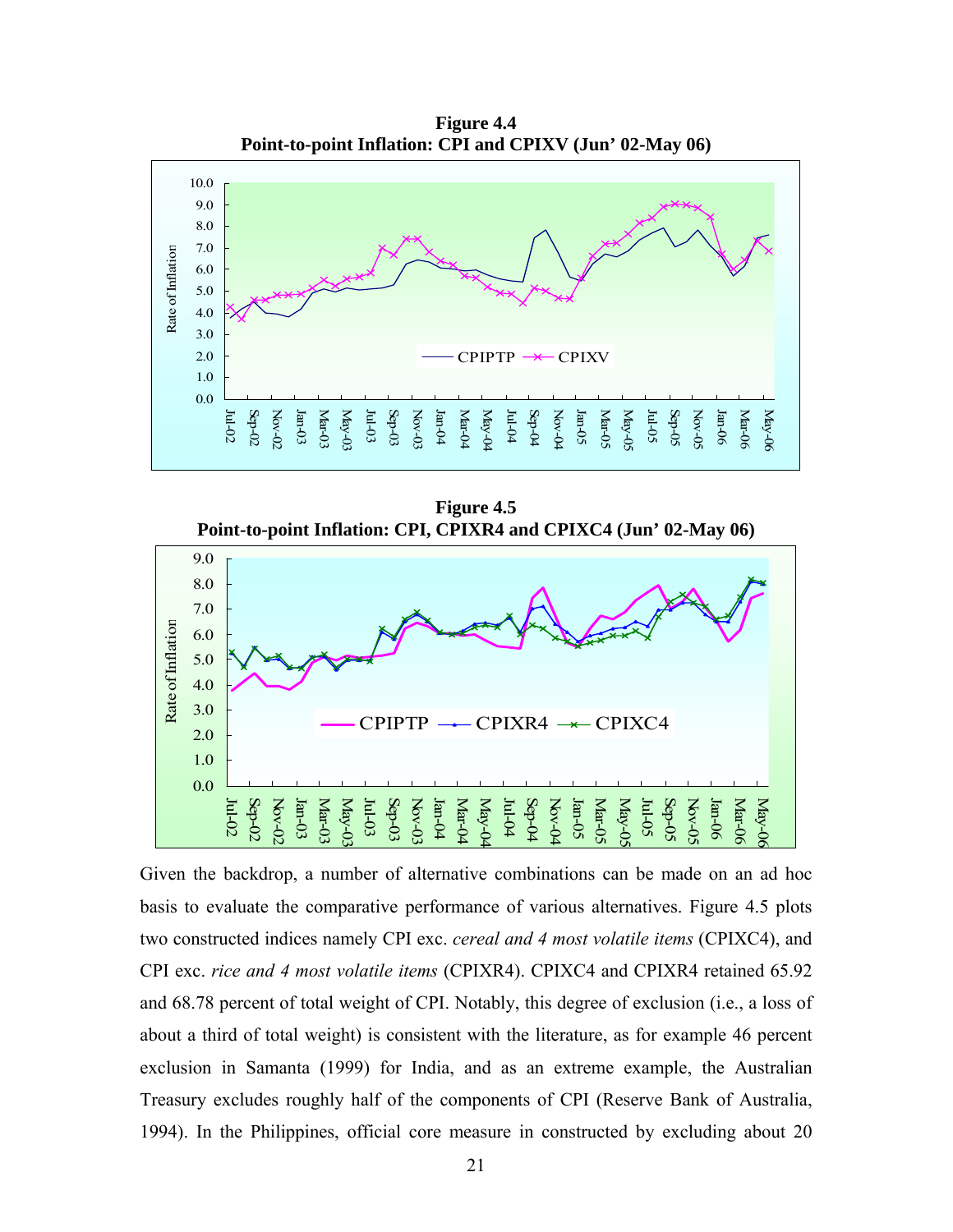**Figure 4.4**
**Point-to-point Inflation: CPI and CPIXV (Jun' 02-May 06)**

**Figure 4.5**
**Point-to-point Inflation: CPI, CPIXR4 and CPIXC4 (Jun' 02-May 06)**

Given the backdrop, a number of alternative combinations can be made on an ad hoc basis to evaluate the comparative performance of various alternatives. Figure 4.5 plots two constructed indices namely CPI exc. *cereal and 4 most volatile items* (CPIXC4), and CPI exc. *rice and 4 most volatile items* (CPIXR4). CPIXC4 and CPIXR4 retained 65.92 and 68.78 percent of total weight of CPI. Notably, this degree of exclusion (i.e., a loss of about a third of total weight) is consistent with the literature, as for example 46 percent exclusion in Samanta (1999) for India, and as an extreme example, the Australian Treasury excludes roughly half of the components of CPI (Reserve Bank of Australia, 1994). In the Philippines, official core measure in constructed by excluding about 20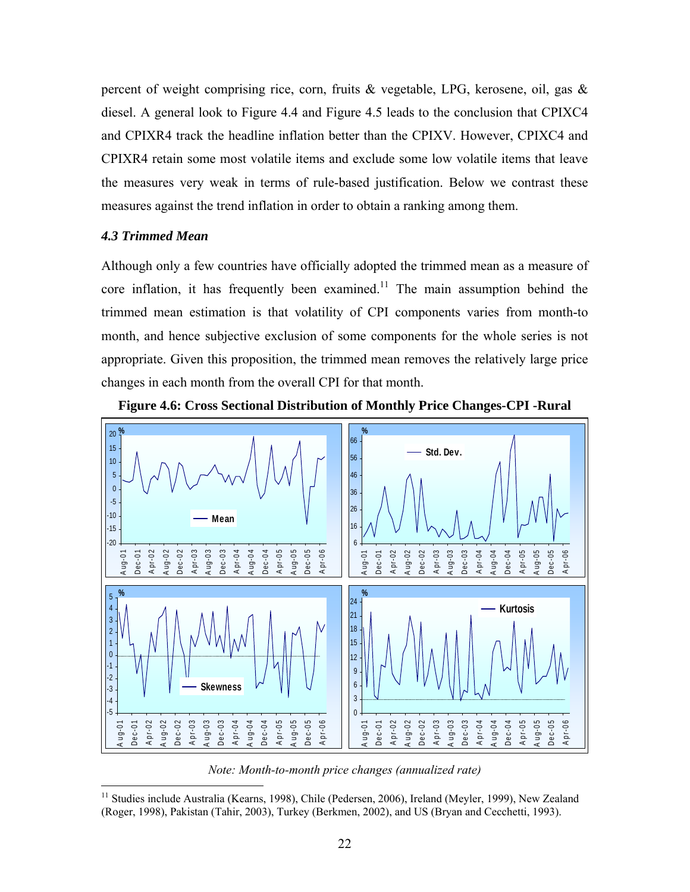percent of weight comprising rice, corn, fruits & vegetable, LPG, kerosene, oil, gas & diesel. A general look to Figure 4.4 and Figure 4.5 leads to the conclusion that CPIXC4 and CPIXR4 track the headline inflation better than the CPIXV. However, CPIXC4 and CPIXR4 retain some most volatile items and exclude some low volatile items that leave the measures very weak in terms of rule-based justification. Below we contrast these measures against the trend inflation in order to obtain a ranking among them.

### *4.3 Trimmed Mean*

Although only a few countries have officially adopted the trimmed mean as a measure of core inflation, it has frequently been examined.[11] The main assumption behind the trimmed mean estimation is that volatility of CPI components varies from month-to month, and hence subjective exclusion of some components for the whole series is not appropriate. Given this proposition, the trimmed mean removes the relatively large price changes in each month from the overall CPI for that month.

**Figure 4.6: Cross Sectional Distribution of Monthly Price Changes-CPI -Rural**

*Note: Month-to-month price changes (annualized rate)*

[11] Studies include Australia (Kearns, 1998), Chile (Pedersen, 2006), Ireland (Meyler, 1999), New Zealand (Roger, 1998), Pakistan (Tahir, 2003), Turkey (Berkmen, 2002), and US (Bryan and Cecchetti, 1993).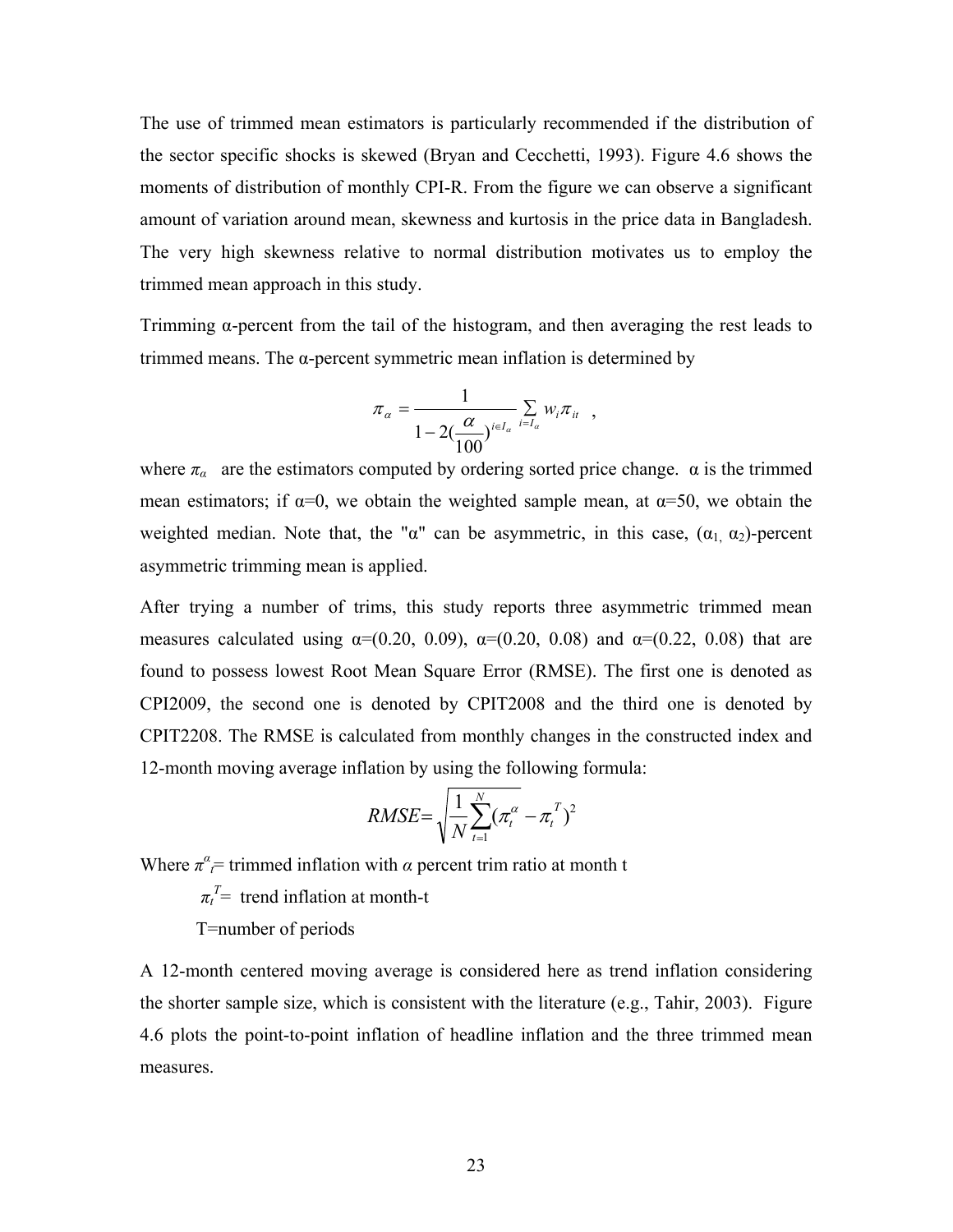The use of trimmed mean estimators is particularly recommended if the distribution of the sector specific shocks is skewed (Bryan and Cecchetti, 1993). Figure 4.6 shows the moments of distribution of monthly CPI-R. From the figure we can observe a significant amount of variation around mean, skewness and kurtosis in the price data in Bangladesh. The very high skewness relative to normal distribution motivates us to employ the trimmed mean approach in this study.

Trimming α-percent from the tail of the histogram, and then averaging the rest leads to trimmed means. The α-percent symmetric mean inflation is determined by

$$\pi_\alpha = \frac{1}{1 - 2(\frac{\alpha}{100})^{i \in I_\alpha}} \sum_{i = I_\alpha} w_i \pi_{it} \quad ,$$

where $\pi_\alpha$ are the estimators computed by ordering sorted price change. α is the trimmed mean estimators; if α=0, we obtain the weighted sample mean, at α=50, we obtain the weighted median. Note that, the "α" can be asymmetric, in this case, ($\alpha_1, \alpha_2$)-percent asymmetric trimming mean is applied.

After trying a number of trims, this study reports three asymmetric trimmed mean measures calculated using α=(0.20, 0.09), α=(0.20, 0.08) and α=(0.22, 0.08) that are found to possess lowest Root Mean Square Error (RMSE). The first one is denoted as CPI2009, the second one is denoted by CPIT2008 and the third one is denoted by CPIT2208. The RMSE is calculated from monthly changes in the constructed index and 12-month moving average inflation by using the following formula:

$$RMSE = \sqrt{\frac{1}{N}\sum_{t=1}^{N}(\pi_t^\alpha - \pi_t^T)^2}$$

Where $\pi^\alpha_t$= trimmed inflation with $\alpha$ percent trim ratio at month t

$\pi_t^T$= trend inflation at month-t

T=number of periods

A 12-month centered moving average is considered here as trend inflation considering the shorter sample size, which is consistent with the literature (e.g., Tahir, 2003). Figure 4.6 plots the point-to-point inflation of headline inflation and the three trimmed mean measures.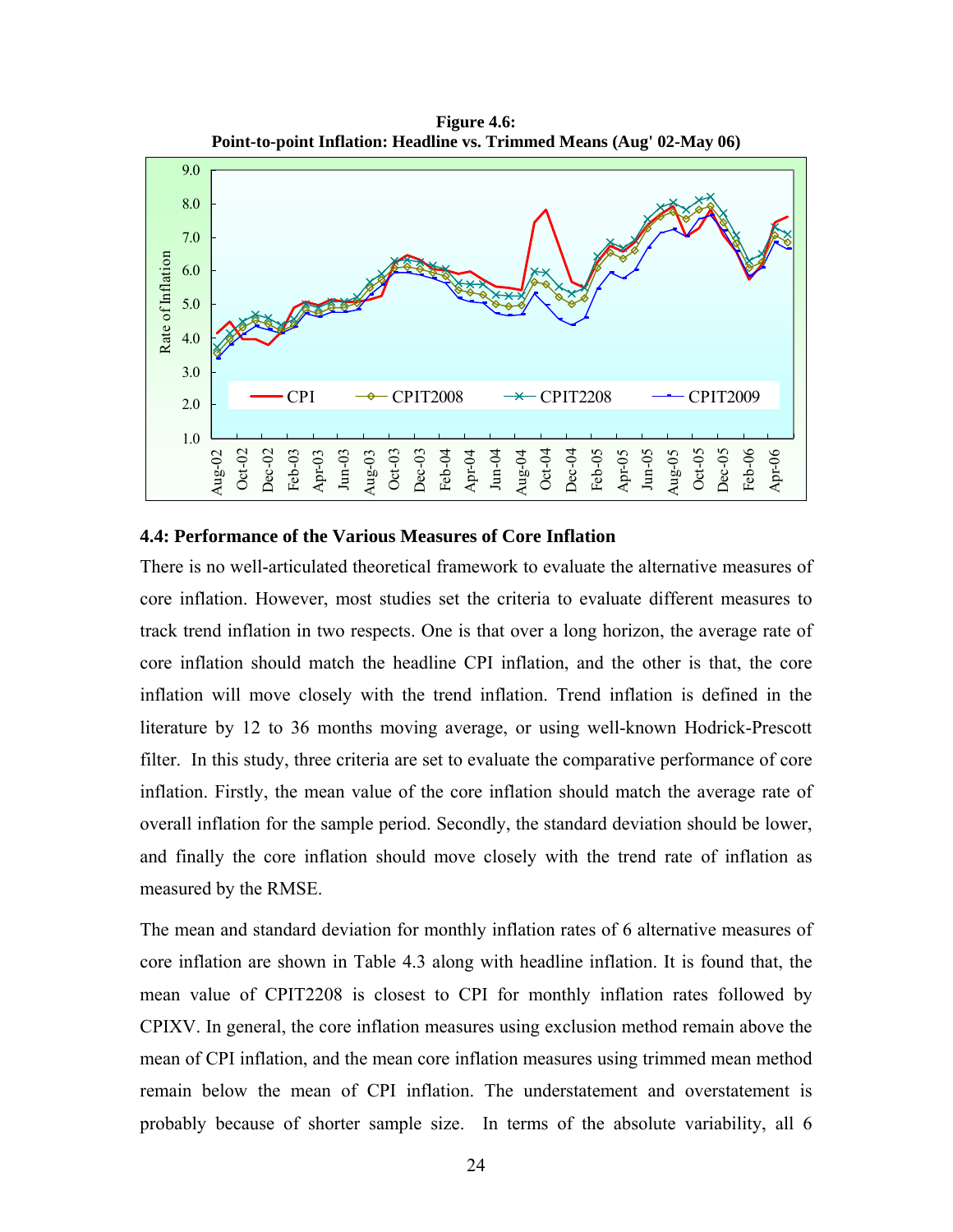**Figure 4.6:**
**Point-to-point Inflation: Headline vs. Trimmed Means (Aug' 02-May 06)**

## 4.4: Performance of the Various Measures of Core Inflation

There is no well-articulated theoretical framework to evaluate the alternative measures of core inflation. However, most studies set the criteria to evaluate different measures to track trend inflation in two respects. One is that over a long horizon, the average rate of core inflation should match the headline CPI inflation, and the other is that, the core inflation will move closely with the trend inflation. Trend inflation is defined in the literature by 12 to 36 months moving average, or using well-known Hodrick-Prescott filter. In this study, three criteria are set to evaluate the comparative performance of core inflation. Firstly, the mean value of the core inflation should match the average rate of overall inflation for the sample period. Secondly, the standard deviation should be lower, and finally the core inflation should move closely with the trend rate of inflation as measured by the RMSE.

The mean and standard deviation for monthly inflation rates of 6 alternative measures of core inflation are shown in Table 4.3 along with headline inflation. It is found that, the mean value of CPIT2208 is closest to CPI for monthly inflation rates followed by CPIXV. In general, the core inflation measures using exclusion method remain above the mean of CPI inflation, and the mean core inflation measures using trimmed mean method remain below the mean of CPI inflation. The understatement and overstatement is probably because of shorter sample size. In terms of the absolute variability, all 6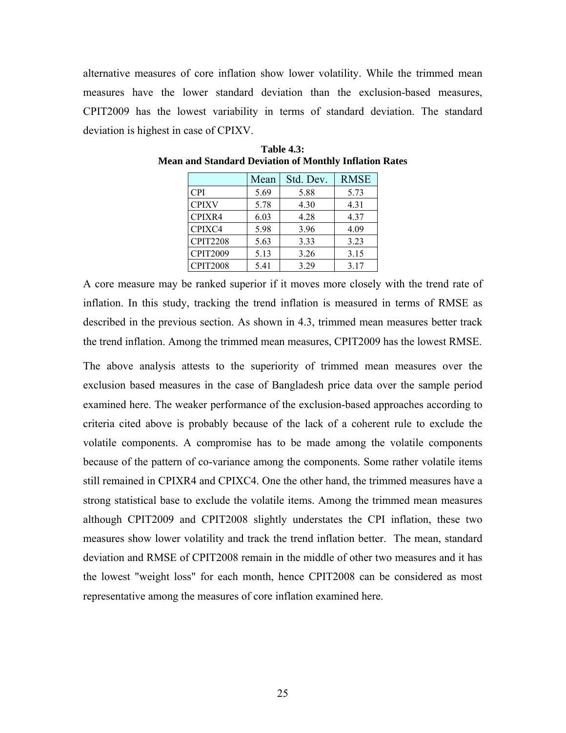alternative measures of core inflation show lower volatility. While the trimmed mean measures have the lower standard deviation than the exclusion-based measures, CPIT2009 has the lowest variability in terms of standard deviation. The standard deviation is highest in case of CPIXV.

**Table 4.3:**
**Mean and Standard Deviation of Monthly Inflation Rates**

| | Mean | Std. Dev. | RMSE |
|---|---|---|---|
| CPI | 5.69 | 5.88 | 5.73 |
| CPIXV | 5.78 | 4.30 | 4.31 |
| CPIXR4 | 6.03 | 4.28 | 4.37 |
| CPIXC4 | 5.98 | 3.96 | 4.09 |
| CPIT2208 | 5.63 | 3.33 | 3.23 |
| CPIT2009 | 5.13 | 3.26 | 3.15 |
| CPIT2008 | 5.41 | 3.29 | 3.17 |

A core measure may be ranked superior if it moves more closely with the trend rate of inflation. In this study, tracking the trend inflation is measured in terms of RMSE as described in the previous section. As shown in 4.3, trimmed mean measures better track the trend inflation. Among the trimmed mean measures, CPIT2009 has the lowest RMSE.

The above analysis attests to the superiority of trimmed mean measures over the exclusion based measures in the case of Bangladesh price data over the sample period examined here. The weaker performance of the exclusion-based approaches according to criteria cited above is probably because of the lack of a coherent rule to exclude the volatile components. A compromise has to be made among the volatile components because of the pattern of co-variance among the components. Some rather volatile items still remained in CPIXR4 and CPIXC4. One the other hand, the trimmed measures have a strong statistical base to exclude the volatile items. Among the trimmed mean measures although CPIT2009 and CPIT2008 slightly understates the CPI inflation, these two measures show lower volatility and track the trend inflation better. The mean, standard deviation and RMSE of CPIT2008 remain in the middle of other two measures and it has the lowest "weight loss" for each month, hence CPIT2008 can be considered as most representative among the measures of core inflation examined here.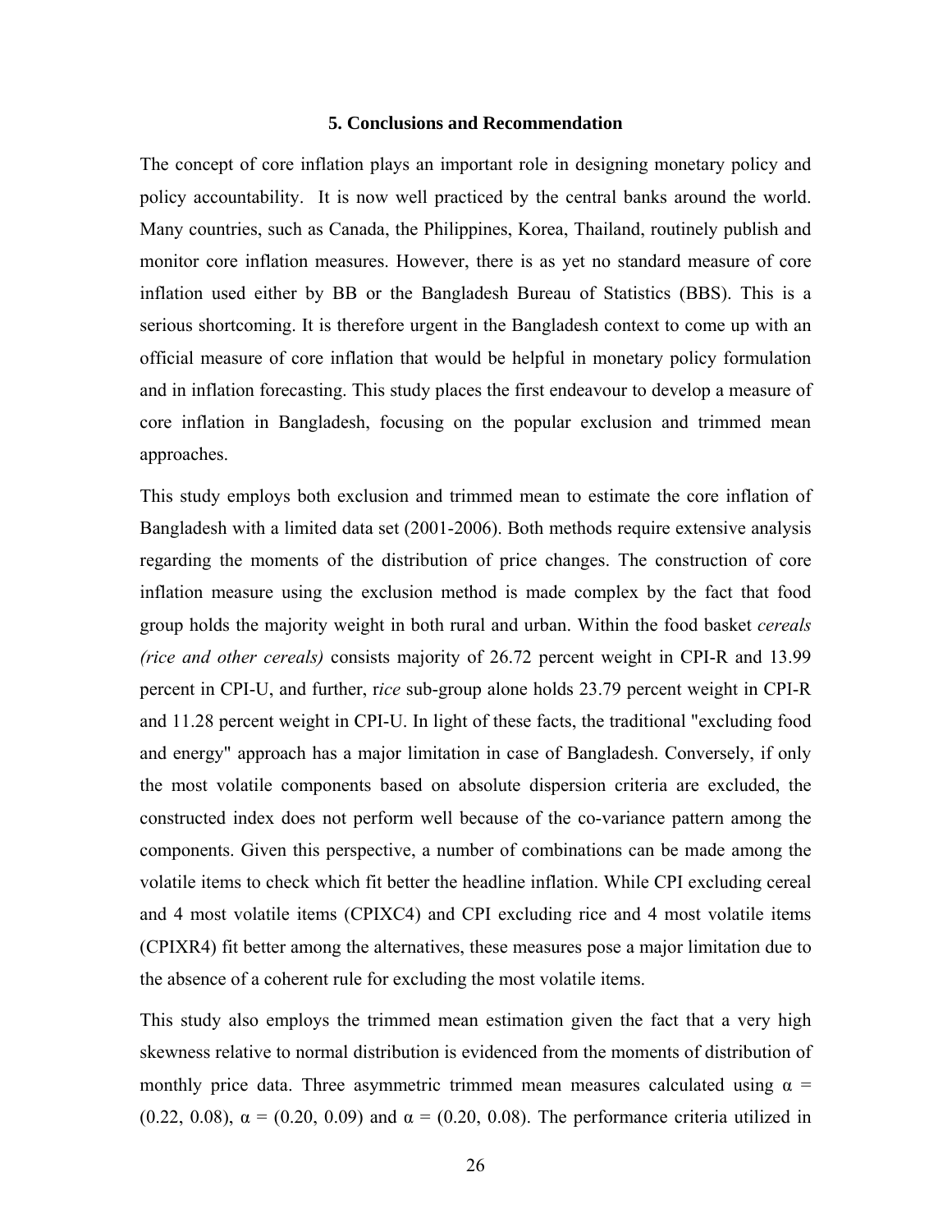## 5. Conclusions and Recommendation

The concept of core inflation plays an important role in designing monetary policy and policy accountability. It is now well practiced by the central banks around the world. Many countries, such as Canada, the Philippines, Korea, Thailand, routinely publish and monitor core inflation measures. However, there is as yet no standard measure of core inflation used either by BB or the Bangladesh Bureau of Statistics (BBS). This is a serious shortcoming. It is therefore urgent in the Bangladesh context to come up with an official measure of core inflation that would be helpful in monetary policy formulation and in inflation forecasting. This study places the first endeavour to develop a measure of core inflation in Bangladesh, focusing on the popular exclusion and trimmed mean approaches.

This study employs both exclusion and trimmed mean to estimate the core inflation of Bangladesh with a limited data set (2001-2006). Both methods require extensive analysis regarding the moments of the distribution of price changes. The construction of core inflation measure using the exclusion method is made complex by the fact that food group holds the majority weight in both rural and urban. Within the food basket *cereals (rice and other cereals)* consists majority of 26.72 percent weight in CPI-R and 13.99 percent in CPI-U, and further, r*ice* sub-group alone holds 23.79 percent weight in CPI-R and 11.28 percent weight in CPI-U. In light of these facts, the traditional "excluding food and energy" approach has a major limitation in case of Bangladesh. Conversely, if only the most volatile components based on absolute dispersion criteria are excluded, the constructed index does not perform well because of the co-variance pattern among the components. Given this perspective, a number of combinations can be made among the volatile items to check which fit better the headline inflation. While CPI excluding cereal and 4 most volatile items (CPIXC4) and CPI excluding rice and 4 most volatile items (CPIXR4) fit better among the alternatives, these measures pose a major limitation due to the absence of a coherent rule for excluding the most volatile items.

This study also employs the trimmed mean estimation given the fact that a very high skewness relative to normal distribution is evidenced from the moments of distribution of monthly price data. Three asymmetric trimmed mean measures calculated using $\alpha$ = (0.22, 0.08), $\alpha$ = (0.20, 0.09) and $\alpha$ = (0.20, 0.08). The performance criteria utilized in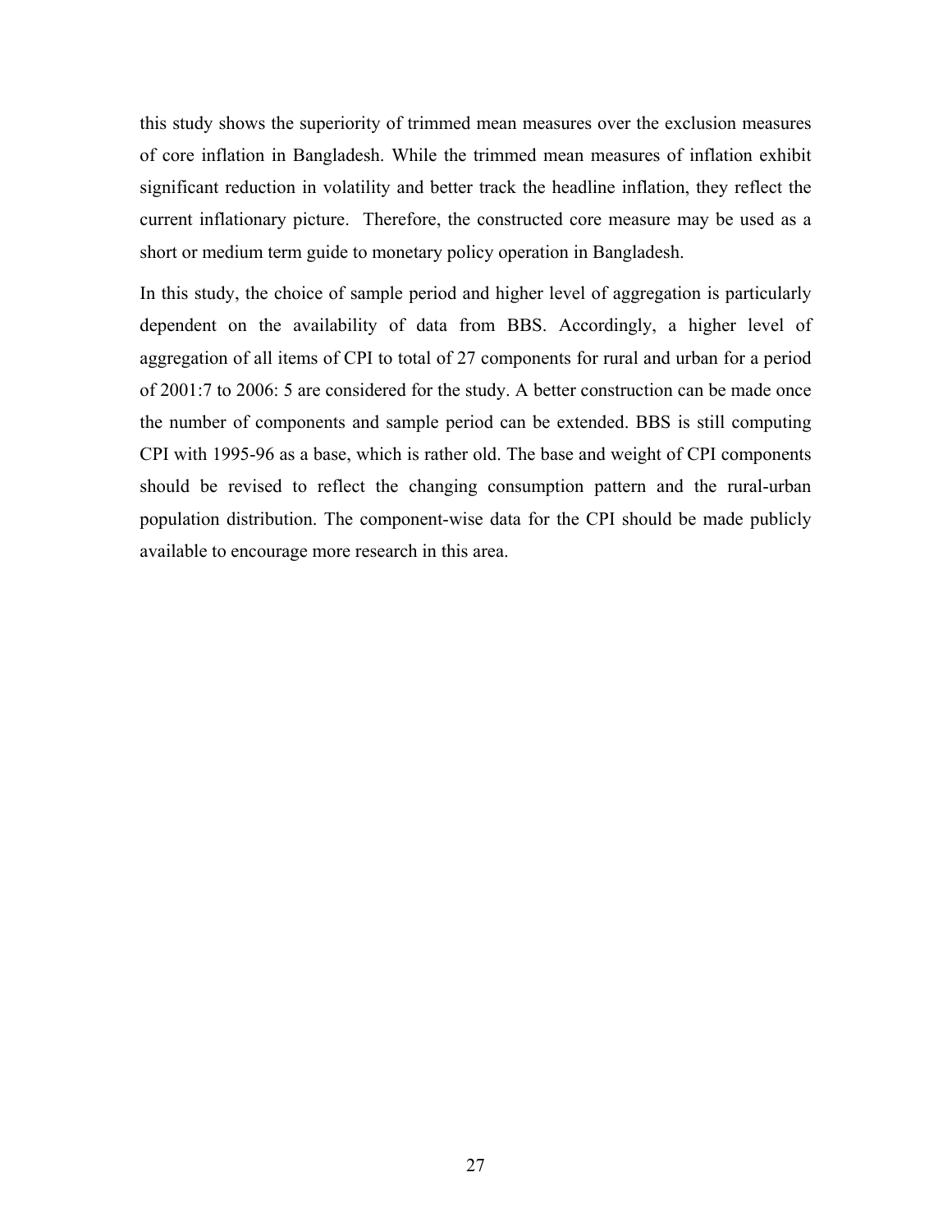this study shows the superiority of trimmed mean measures over the exclusion measures of core inflation in Bangladesh. While the trimmed mean measures of inflation exhibit significant reduction in volatility and better track the headline inflation, they reflect the current inflationary picture. Therefore, the constructed core measure may be used as a short or medium term guide to monetary policy operation in Bangladesh.

In this study, the choice of sample period and higher level of aggregation is particularly dependent on the availability of data from BBS. Accordingly, a higher level of aggregation of all items of CPI to total of 27 components for rural and urban for a period of 2001:7 to 2006: 5 are considered for the study. A better construction can be made once the number of components and sample period can be extended. BBS is still computing CPI with 1995-96 as a base, which is rather old. The base and weight of CPI components should be revised to reflect the changing consumption pattern and the rural-urban population distribution. The component-wise data for the CPI should be made publicly available to encourage more research in this area.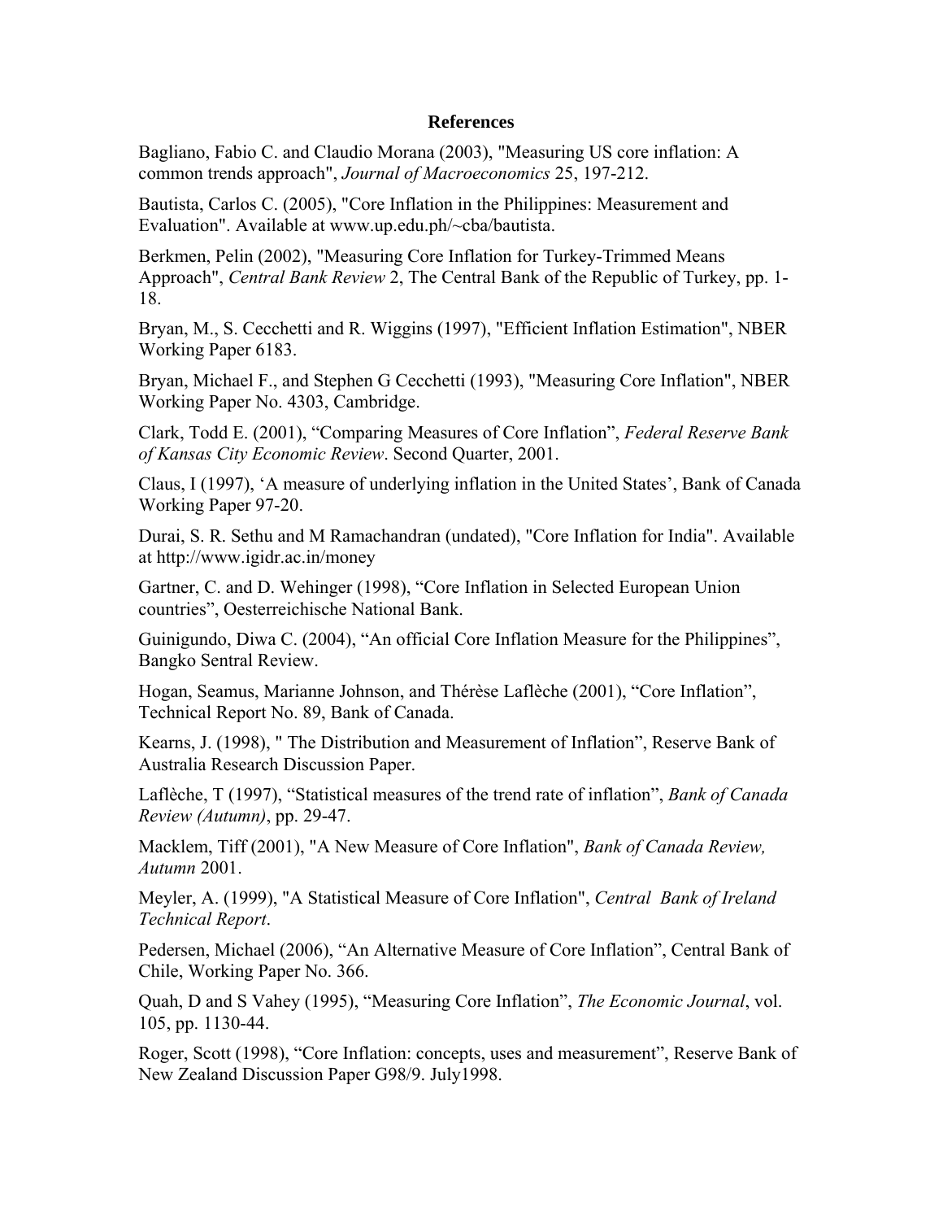# References

Bagliano, Fabio C. and Claudio Morana (2003), "Measuring US core inflation: A common trends approach", *Journal of Macroeconomics* 25, 197-212.

Bautista, Carlos C. (2005), "Core Inflation in the Philippines: Measurement and Evaluation". Available at www.up.edu.ph/~cba/bautista.

Berkmen, Pelin (2002), "Measuring Core Inflation for Turkey-Trimmed Means Approach", *Central Bank Review* 2, The Central Bank of the Republic of Turkey, pp. 1-18.

Bryan, M., S. Cecchetti and R. Wiggins (1997), "Efficient Inflation Estimation", NBER Working Paper 6183.

Bryan, Michael F., and Stephen G Cecchetti (1993), "Measuring Core Inflation", NBER Working Paper No. 4303, Cambridge.

Clark, Todd E. (2001), "Comparing Measures of Core Inflation", *Federal Reserve Bank of Kansas City Economic Review*. Second Quarter, 2001.

Claus, I (1997), 'A measure of underlying inflation in the United States', Bank of Canada Working Paper 97-20.

Durai, S. R. Sethu and M Ramachandran (undated), "Core Inflation for India". Available at http://www.igidr.ac.in/money

Gartner, C. and D. Wehinger (1998), "Core Inflation in Selected European Union countries", Oesterreichische National Bank.

Guinigundo, Diwa C. (2004), "An official Core Inflation Measure for the Philippines", Bangko Sentral Review.

Hogan, Seamus, Marianne Johnson, and Thérèse Laflèche (2001), "Core Inflation", Technical Report No. 89, Bank of Canada.

Kearns, J. (1998), " The Distribution and Measurement of Inflation", Reserve Bank of Australia Research Discussion Paper.

Laflèche, T (1997), "Statistical measures of the trend rate of inflation", *Bank of Canada Review (Autumn)*, pp. 29-47.

Macklem, Tiff (2001), "A New Measure of Core Inflation", *Bank of Canada Review, Autumn* 2001.

Meyler, A. (1999), "A Statistical Measure of Core Inflation", *Central Bank of Ireland Technical Report*.

Pedersen, Michael (2006), "An Alternative Measure of Core Inflation", Central Bank of Chile, Working Paper No. 366.

Quah, D and S Vahey (1995), "Measuring Core Inflation", *The Economic Journal*, vol. 105, pp. 1130-44.

Roger, Scott (1998), "Core Inflation: concepts, uses and measurement", Reserve Bank of New Zealand Discussion Paper G98/9. July1998.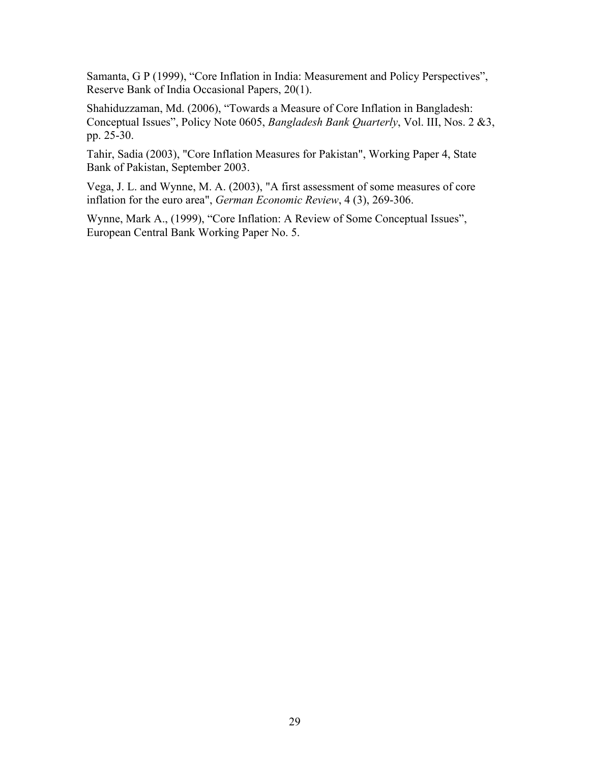Samanta, G P (1999), “Core Inflation in India: Measurement and Policy Perspectives”, Reserve Bank of India Occasional Papers, 20(1).

Shahiduzzaman, Md. (2006), “Towards a Measure of Core Inflation in Bangladesh: Conceptual Issues”, Policy Note 0605, *Bangladesh Bank Quarterly*, Vol. III, Nos. 2 &3, pp. 25-30.

Tahir, Sadia (2003), "Core Inflation Measures for Pakistan", Working Paper 4, State Bank of Pakistan, September 2003.

Vega, J. L. and Wynne, M. A. (2003), "A first assessment of some measures of core inflation for the euro area", *German Economic Review*, 4 (3), 269-306.

Wynne, Mark A., (1999), “Core Inflation: A Review of Some Conceptual Issues”, European Central Bank Working Paper No. 5.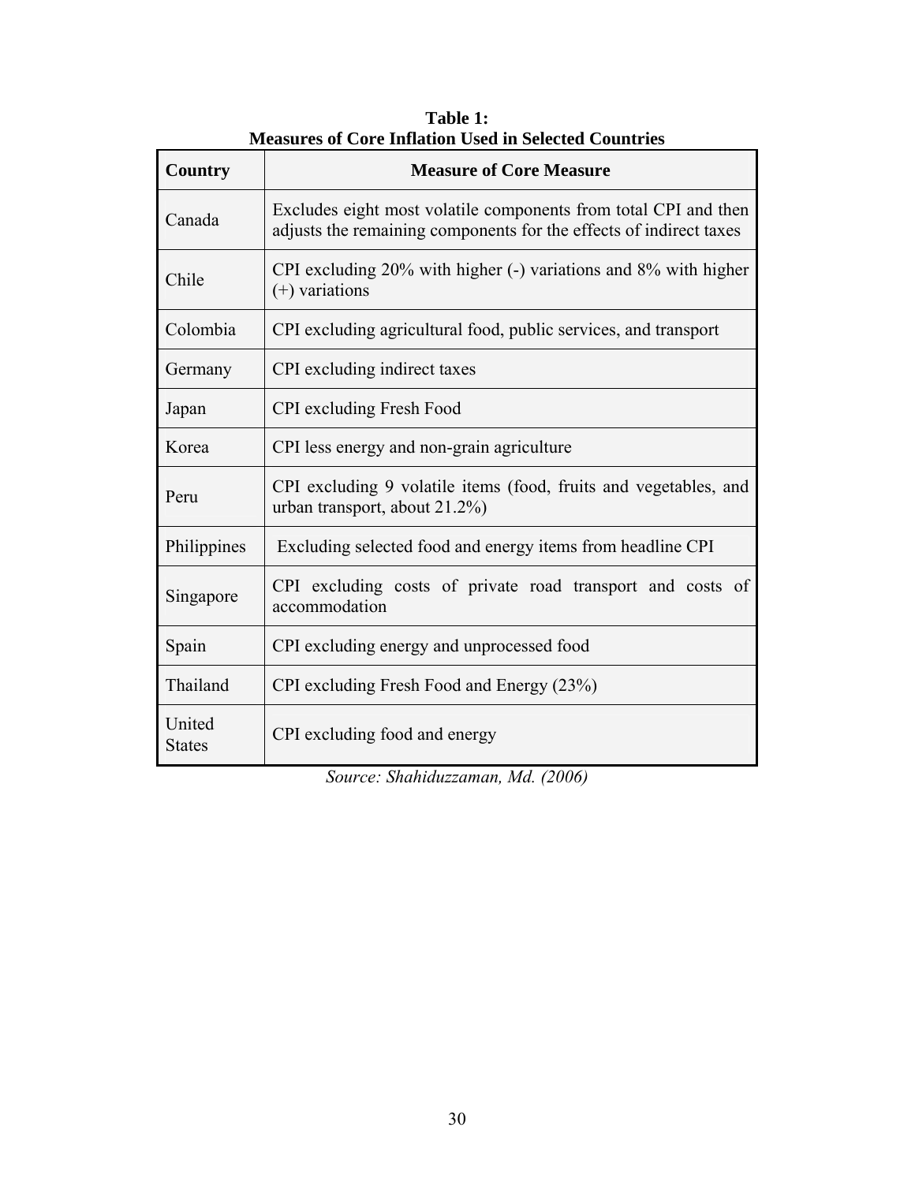**Table 1:**
**Measures of Core Inflation Used in Selected Countries**

| Country | Measure of Core Measure |
|---|---|
| Canada | Excludes eight most volatile components from total CPI and then adjusts the remaining components for the effects of indirect taxes |
| Chile | CPI excluding 20% with higher (-) variations and 8% with higher (+) variations |
| Colombia | CPI excluding agricultural food, public services, and transport |
| Germany | CPI excluding indirect taxes |
| Japan | CPI excluding Fresh Food |
| Korea | CPI less energy and non-grain agriculture |
| Peru | CPI excluding 9 volatile items (food, fruits and vegetables, and urban transport, about 21.2%) |
| Philippines | Excluding selected food and energy items from headline CPI |
| Singapore | CPI excluding costs of private road transport and costs of accommodation |
| Spain | CPI excluding energy and unprocessed food |
| Thailand | CPI excluding Fresh Food and Energy (23%) |
| United States | CPI excluding food and energy |

*Source: Shahiduzzaman, Md. (2006)*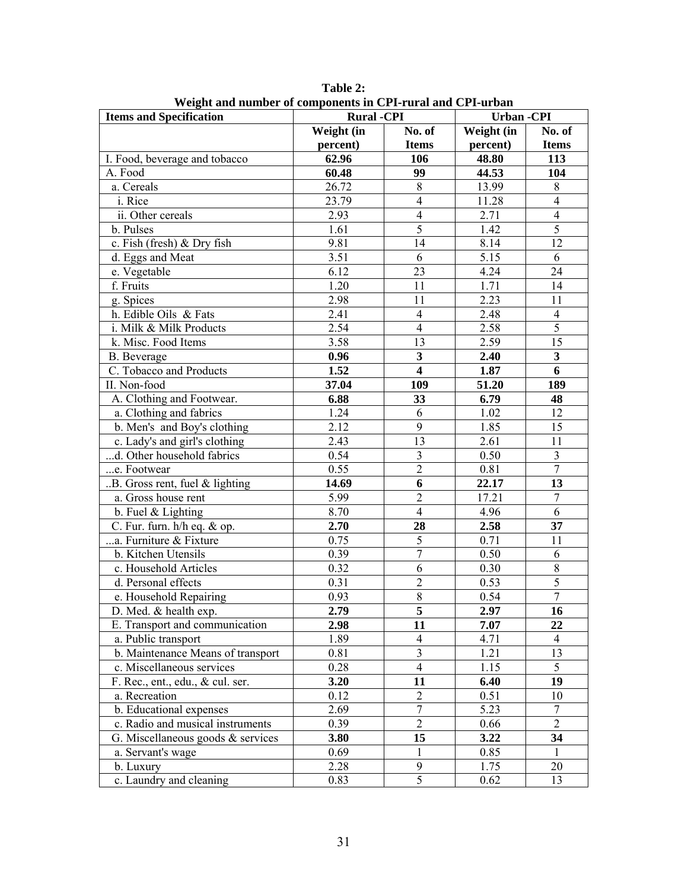**Table 2:**
**Weight and number of components in CPI-rural and CPI-urban**

| Items and Specification | Rural -CPI | | Urban -CPI | |
|---|---|---|---|---|
| | **Weight (in percent)** | **No. of Items** | **Weight (in percent)** | **No. of Items** |
| I. Food, beverage and tobacco | **62.96** | **106** | **48.80** | **113** |
| A. Food | **60.48** | **99** | **44.53** | **104** |
| a. Cereals | 26.72 | 8 | 13.99 | 8 |
| i. Rice | 23.79 | 4 | 11.28 | 4 |
| ii. Other cereals | 2.93 | 4 | 2.71 | 4 |
| b. Pulses | 1.61 | 5 | 1.42 | 5 |
| c. Fish (fresh) & Dry fish | 9.81 | 14 | 8.14 | 12 |
| d. Eggs and Meat | 3.51 | 6 | 5.15 | 6 |
| e. Vegetable | 6.12 | 23 | 4.24 | 24 |
| f. Fruits | 1.20 | 11 | 1.71 | 14 |
| g. Spices | 2.98 | 11 | 2.23 | 11 |
| h. Edible Oils & Fats | 2.41 | 4 | 2.48 | 4 |
| i. Milk & Milk Products | 2.54 | 4 | 2.58 | 5 |
| k. Misc. Food Items | 3.58 | 13 | 2.59 | 15 |
| B. Beverage | **0.96** | **3** | **2.40** | **3** |
| C. Tobacco and Products | **1.52** | **4** | **1.87** | **6** |
| II. Non-food | **37.04** | **109** | **51.20** | **189** |
| A. Clothing and Footwear. | **6.88** | **33** | **6.79** | **48** |
| a. Clothing and fabrics | 1.24 | 6 | 1.02 | 12 |
| b. Men's and Boy's clothing | 2.12 | 9 | 1.85 | 15 |
| c. Lady's and girl's clothing | 2.43 | 13 | 2.61 | 11 |
| ...d. Other household fabrics | 0.54 | 3 | 0.50 | 3 |
| ...e. Footwear | 0.55 | 2 | 0.81 | 7 |
| ..B. Gross rent, fuel & lighting | **14.69** | **6** | **22.17** | **13** |
| a. Gross house rent | 5.99 | 2 | 17.21 | 7 |
| b. Fuel & Lighting | 8.70 | 4 | 4.96 | 6 |
| C. Fur. furn. h/h eq. & op. | **2.70** | **28** | **2.58** | **37** |
| ...a. Furniture & Fixture | 0.75 | 5 | 0.71 | 11 |
| b. Kitchen Utensils | 0.39 | 7 | 0.50 | 6 |
| c. Household Articles | 0.32 | 6 | 0.30 | 8 |
| d. Personal effects | 0.31 | 2 | 0.53 | 5 |
| e. Household Repairing | 0.93 | 8 | 0.54 | 7 |
| D. Med. & health exp. | **2.79** | **5** | **2.97** | **16** |
| E. Transport and communication | **2.98** | **11** | **7.07** | **22** |
| a. Public transport | 1.89 | 4 | 4.71 | 4 |
| b. Maintenance Means of transport | 0.81 | 3 | 1.21 | 13 |
| c. Miscellaneous services | 0.28 | 4 | 1.15 | 5 |
| F. Rec., ent., edu., & cul. ser. | **3.20** | **11** | **6.40** | **19** |
| a. Recreation | 0.12 | 2 | 0.51 | 10 |
| b. Educational expenses | 2.69 | 7 | 5.23 | 7 |
| c. Radio and musical instruments | 0.39 | 2 | 0.66 | 2 |
| G. Miscellaneous goods & services | **3.80** | **15** | **3.22** | **34** |
| a. Servant's wage | 0.69 | 1 | 0.85 | 1 |
| b. Luxury | 2.28 | 9 | 1.75 | 20 |
| c. Laundry and cleaning | 0.83 | 5 | 0.62 | 13 |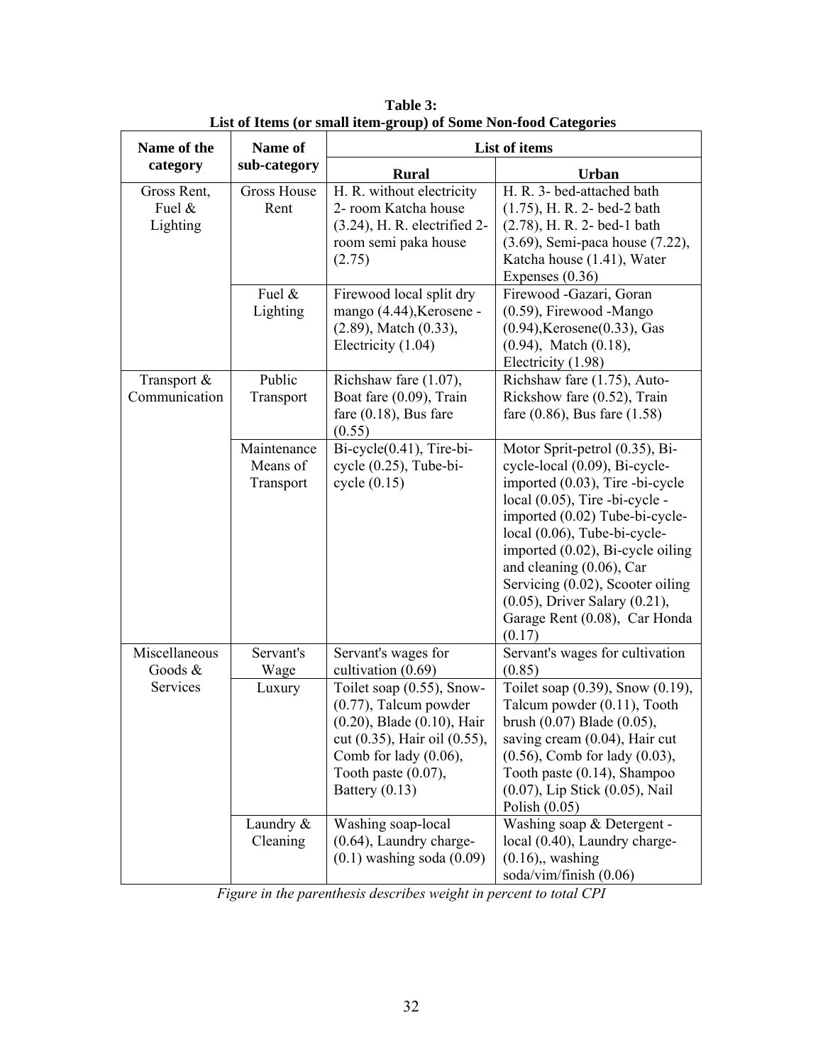**Table 3:**
**List of Items (or small item-group) of Some Non-food Categories**

| Name of the category | Name of sub-category | List of items | |
|---|---|---|---|
| | | **Rural** | **Urban** |
| Gross Rent, Fuel & Lighting | Gross House Rent | H. R. without electricity 2- room Katcha house (3.24), H. R. electrified 2-room semi paka house (2.75) | H. R. 3- bed-attached bath (1.75), H. R. 2- bed-2 bath (2.78), H. R. 2- bed-1 bath (3.69), Semi-paca house (7.22), Katcha house (1.41), Water Expenses (0.36) |
| | Fuel & Lighting | Firewood local split dry mango (4.44),Kerosene - (2.89), Match (0.33), Electricity (1.04) | Firewood -Gazari, Goran (0.59), Firewood -Mango (0.94),Kerosene(0.33), Gas (0.94), Match (0.18), Electricity (1.98) |
| Transport & Communication | Public Transport | Richshaw fare (1.07), Boat fare (0.09), Train fare (0.18), Bus fare (0.55) | Richshaw fare (1.75), Auto-Rickshow fare (0.52), Train fare (0.86), Bus fare (1.58) |
| | Maintenance Means of Transport | Bi-cycle(0.41), Tire-bi-cycle (0.25), Tube-bi-cycle (0.15) | Motor Sprit-petrol (0.35), Bi-cycle-local (0.09), Bi-cycle-imported (0.03), Tire -bi-cycle local (0.05), Tire -bi-cycle - imported (0.02) Tube-bi-cycle-local (0.06), Tube-bi-cycle-imported (0.02), Bi-cycle oiling and cleaning (0.06), Car Servicing (0.02), Scooter oiling (0.05), Driver Salary (0.21), Garage Rent (0.08), Car Honda (0.17) |
| Miscellaneous Goods & Services | Servant's Wage | Servant's wages for cultivation (0.69) | Servant's wages for cultivation (0.85) |
| | Luxury | Toilet soap (0.55), Snow-(0.77), Talcum powder (0.20), Blade (0.10), Hair cut (0.35), Hair oil (0.55), Comb for lady (0.06), Tooth paste (0.07), Battery (0.13) | Toilet soap (0.39), Snow (0.19), Talcum powder (0.11), Tooth brush (0.07) Blade (0.05), saving cream (0.04), Hair cut (0.56), Comb for lady (0.03), Tooth paste (0.14), Shampoo (0.07), Lip Stick (0.05), Nail Polish (0.05) |
| | Laundry & Cleaning | Washing soap-local (0.64), Laundry charge-(0.1) washing soda (0.09) | Washing soap & Detergent - local (0.40), Laundry charge-(0.16),, washing soda/vim/finish (0.06) |

*Figure in the parenthesis describes weight in percent to total CPI*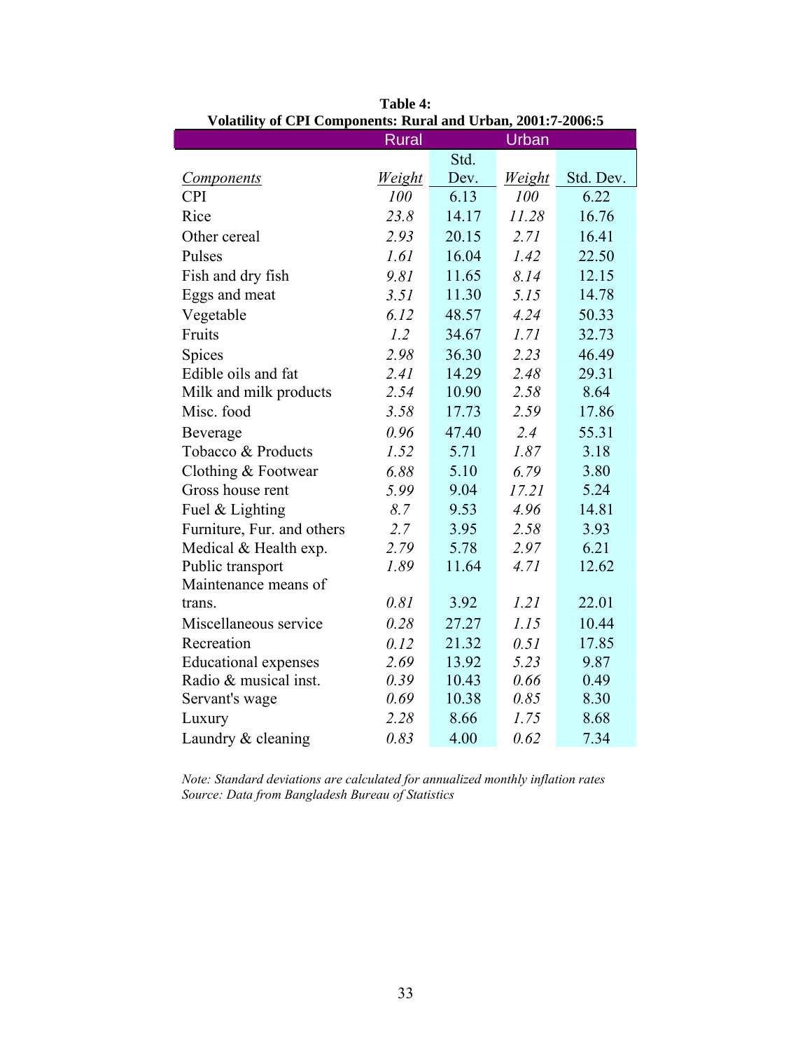**Table 4:**
**Volatility of CPI Components: Rural and Urban, 2001:7-2006:5**

| | Rural | | Urban | |
|---|---|---|---|---|
| *Components* | *Weight* | Std. Dev. | *Weight* | Std. Dev. |
| CPI | *100* | 6.13 | *100* | 6.22 |
| Rice | *23.8* | 14.17 | *11.28* | 16.76 |
| Other cereal | *2.93* | 20.15 | *2.71* | 16.41 |
| Pulses | *1.61* | 16.04 | *1.42* | 22.50 |
| Fish and dry fish | *9.81* | 11.65 | *8.14* | 12.15 |
| Eggs and meat | *3.51* | 11.30 | *5.15* | 14.78 |
| Vegetable | *6.12* | 48.57 | *4.24* | 50.33 |
| Fruits | *1.2* | 34.67 | *1.71* | 32.73 |
| Spices | *2.98* | 36.30 | *2.23* | 46.49 |
| Edible oils and fat | *2.41* | 14.29 | *2.48* | 29.31 |
| Milk and milk products | *2.54* | 10.90 | *2.58* | 8.64 |
| Misc. food | *3.58* | 17.73 | *2.59* | 17.86 |
| Beverage | *0.96* | 47.40 | *2.4* | 55.31 |
| Tobacco & Products | *1.52* | 5.71 | *1.87* | 3.18 |
| Clothing & Footwear | *6.88* | 5.10 | *6.79* | 3.80 |
| Gross house rent | *5.99* | 9.04 | *17.21* | 5.24 |
| Fuel & Lighting | *8.7* | 9.53 | *4.96* | 14.81 |
| Furniture, Fur. and others | *2.7* | 3.95 | *2.58* | 3.93 |
| Medical & Health exp. | *2.79* | 5.78 | *2.97* | 6.21 |
| Public transport | *1.89* | 11.64 | *4.71* | 12.62 |
| Maintenance means of trans. | *0.81* | 3.92 | *1.21* | 22.01 |
| Miscellaneous service | *0.28* | 27.27 | *1.15* | 10.44 |
| Recreation | *0.12* | 21.32 | *0.51* | 17.85 |
| Educational expenses | *2.69* | 13.92 | *5.23* | 9.87 |
| Radio & musical inst. | *0.39* | 10.43 | *0.66* | 0.49 |
| Servant's wage | *0.69* | 10.38 | *0.85* | 8.30 |
| Luxury | *2.28* | 8.66 | *1.75* | 8.68 |
| Laundry & cleaning | *0.83* | 4.00 | *0.62* | 7.34 |

*Note: Standard deviations are calculated for annualized monthly inflation rates*
*Source: Data from Bangladesh Bureau of Statistics*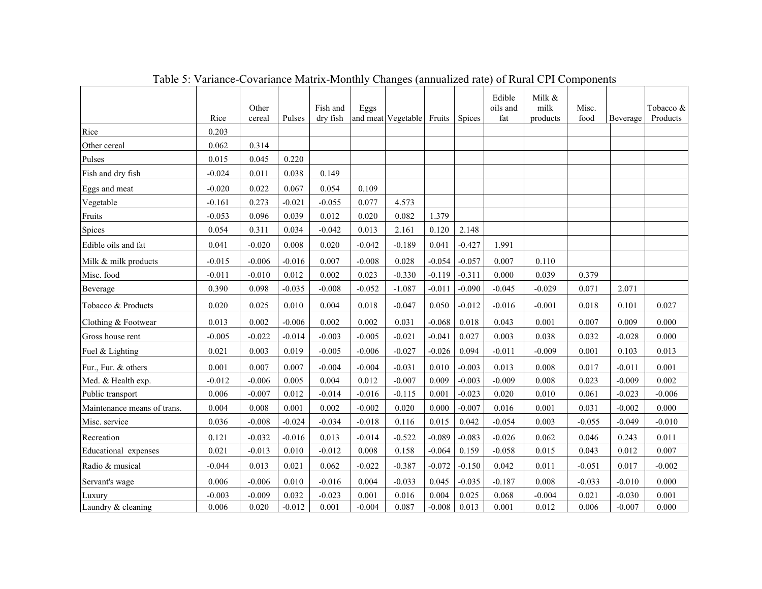Table 5: Variance-Covariance Matrix-Monthly Changes (annualized rate) of Rural CPI Components

| | Rice | Other cereal | Pulses | Fish and dry fish | Eggs and meat | Vegetable | Fruits | Spices | Edible oils and fat | Milk & milk products | Misc. food | Beverage | Tobacco & Products |
|---|---|---|---|---|---|---|---|---|---|---|---|---|---|
| Rice | 0.203 | | | | | | | | | | | | |
| Other cereal | 0.062 | 0.314 | | | | | | | | | | | |
| Pulses | 0.015 | 0.045 | 0.220 | | | | | | | | | | |
| Fish and dry fish | -0.024 | 0.011 | 0.038 | 0.149 | | | | | | | | | |
| Eggs and meat | -0.020 | 0.022 | 0.067 | 0.054 | 0.109 | | | | | | | | |
| Vegetable | -0.161 | 0.273 | -0.021 | -0.055 | 0.077 | 4.573 | | | | | | | |
| Fruits | -0.053 | 0.096 | 0.039 | 0.012 | 0.020 | 0.082 | 1.379 | | | | | | |
| Spices | 0.054 | 0.311 | 0.034 | -0.042 | 0.013 | 2.161 | 0.120 | 2.148 | | | | | |
| Edible oils and fat | 0.041 | -0.020 | 0.008 | 0.020 | -0.042 | -0.189 | 0.041 | -0.427 | 1.991 | | | | |
| Milk & milk products | -0.015 | -0.006 | -0.016 | 0.007 | -0.008 | 0.028 | -0.054 | -0.057 | 0.007 | 0.110 | | | |
| Misc. food | -0.011 | -0.010 | 0.012 | 0.002 | 0.023 | -0.330 | -0.119 | -0.311 | 0.000 | 0.039 | 0.379 | | |
| Beverage | 0.390 | 0.098 | -0.035 | -0.008 | -0.052 | -1.087 | -0.011 | -0.090 | -0.045 | -0.029 | 0.071 | 2.071 | |
| Tobacco & Products | 0.020 | 0.025 | 0.010 | 0.004 | 0.018 | -0.047 | 0.050 | -0.012 | -0.016 | -0.001 | 0.018 | 0.101 | 0.027 |
| Clothing & Footwear | 0.013 | 0.002 | -0.006 | 0.002 | 0.002 | 0.031 | -0.068 | 0.018 | 0.043 | 0.001 | 0.007 | 0.009 | 0.000 |
| Gross house rent | -0.005 | -0.022 | -0.014 | -0.003 | -0.005 | -0.021 | -0.041 | 0.027 | 0.003 | 0.038 | 0.032 | -0.028 | 0.000 |
| Fuel & Lighting | 0.021 | 0.003 | 0.019 | -0.005 | -0.006 | -0.027 | -0.026 | 0.094 | -0.011 | -0.009 | 0.001 | 0.103 | 0.013 |
| Fur., Fur. & others | 0.001 | 0.007 | 0.007 | -0.004 | -0.004 | -0.031 | 0.010 | -0.003 | 0.013 | 0.008 | 0.017 | -0.011 | 0.001 |
| Med. & Health exp. | -0.012 | -0.006 | 0.005 | 0.004 | 0.012 | -0.007 | 0.009 | -0.003 | -0.009 | 0.008 | 0.023 | -0.009 | 0.002 |
| Public transport | 0.006 | -0.007 | 0.012 | -0.014 | -0.016 | -0.115 | 0.001 | -0.023 | 0.020 | 0.010 | 0.061 | -0.023 | -0.006 |
| Maintenance means of trans. | 0.004 | 0.008 | 0.001 | 0.002 | -0.002 | 0.020 | 0.000 | -0.007 | 0.016 | 0.001 | 0.031 | -0.002 | 0.000 |
| Misc. service | 0.036 | -0.008 | -0.024 | -0.034 | -0.018 | 0.116 | 0.015 | 0.042 | -0.054 | 0.003 | -0.055 | -0.049 | -0.010 |
| Recreation | 0.121 | -0.032 | -0.016 | 0.013 | -0.014 | -0.522 | -0.089 | -0.083 | -0.026 | 0.062 | 0.046 | 0.243 | 0.011 |
| Educational expenses | 0.021 | -0.013 | 0.010 | -0.012 | 0.008 | 0.158 | -0.064 | 0.159 | -0.058 | 0.015 | 0.043 | 0.012 | 0.007 |
| Radio & musical | -0.044 | 0.013 | 0.021 | 0.062 | -0.022 | -0.387 | -0.072 | -0.150 | 0.042 | 0.011 | -0.051 | 0.017 | -0.002 |
| Servant's wage | 0.006 | -0.006 | 0.010 | -0.016 | 0.004 | -0.033 | 0.045 | -0.035 | -0.187 | 0.008 | -0.033 | -0.010 | 0.000 |
| Luxury | -0.003 | -0.009 | 0.032 | -0.023 | 0.001 | 0.016 | 0.004 | 0.025 | 0.068 | -0.004 | 0.021 | -0.030 | 0.001 |
| Laundry & cleaning | 0.006 | 0.020 | -0.012 | 0.001 | -0.004 | 0.087 | -0.008 | 0.013 | 0.001 | 0.012 | 0.006 | -0.007 | 0.000 |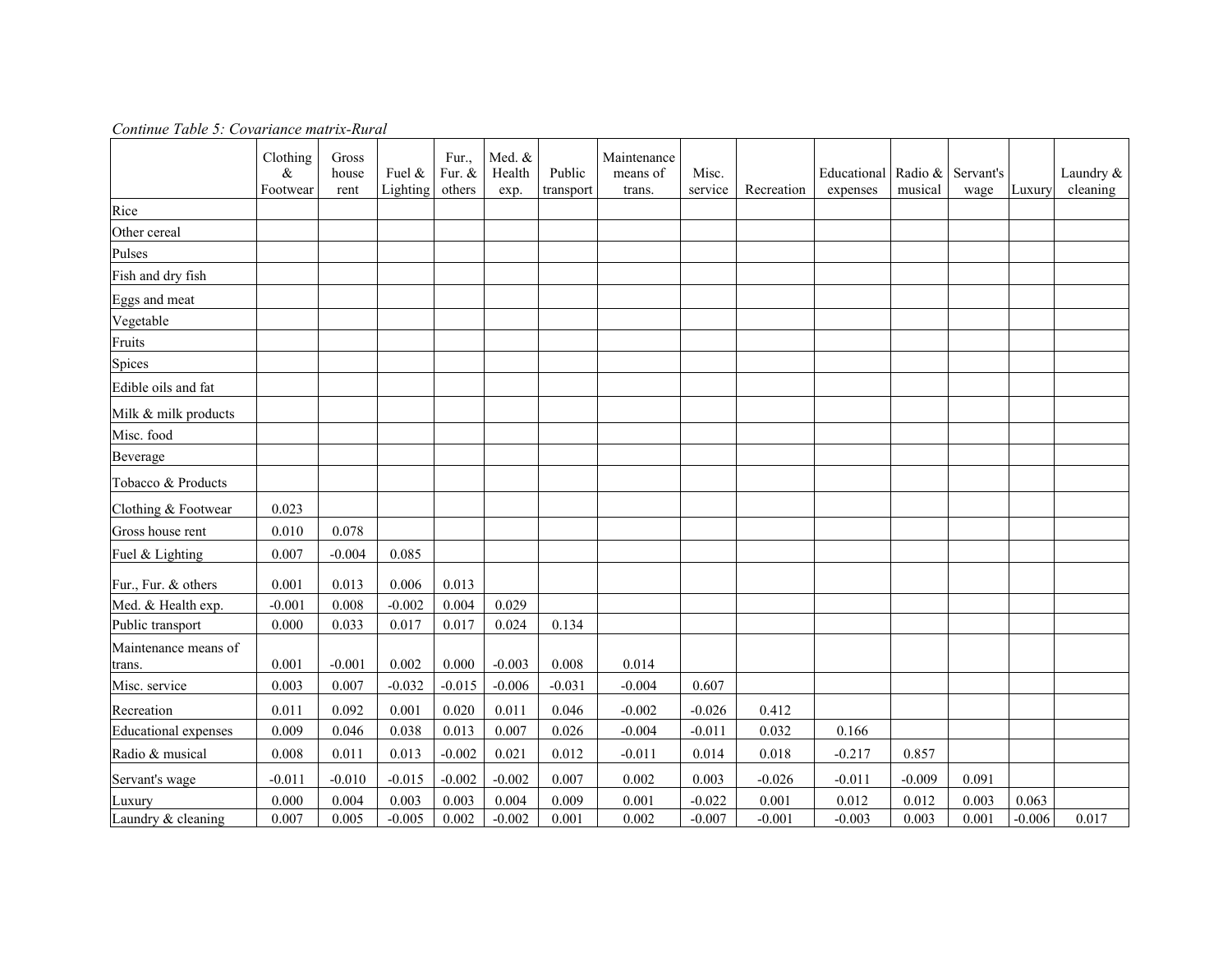*Continue Table 5: Covariance matrix-Rural*

| | Clothing & Footwear | Gross house rent | Fuel & Lighting | Fur., Fur. & others | Med. & Health exp. | Public transport | Maintenance means of trans. | Misc. service | Recreation | Educational expenses | Radio & musical | Servant's wage | Luxury | Laundry & cleaning |
|---|---|---|---|---|---|---|---|---|---|---|---|---|---|---|
| Rice | | | | | | | | | | | | | | |
| Other cereal | | | | | | | | | | | | | | |
| Pulses | | | | | | | | | | | | | | |
| Fish and dry fish | | | | | | | | | | | | | | |
| Eggs and meat | | | | | | | | | | | | | | |
| Vegetable | | | | | | | | | | | | | | |
| Fruits | | | | | | | | | | | | | | |
| Spices | | | | | | | | | | | | | | |
| Edible oils and fat | | | | | | | | | | | | | | |
| Milk & milk products | | | | | | | | | | | | | | |
| Misc. food | | | | | | | | | | | | | | |
| Beverage | | | | | | | | | | | | | | |
| Tobacco & Products | | | | | | | | | | | | | | |
| Clothing & Footwear | 0.023 | | | | | | | | | | | | | |
| Gross house rent | 0.010 | 0.078 | | | | | | | | | | | | |
| Fuel & Lighting | 0.007 | -0.004 | 0.085 | | | | | | | | | | | |
| Fur., Fur. & others | 0.001 | 0.013 | 0.006 | 0.013 | | | | | | | | | | |
| Med. & Health exp. | -0.001 | 0.008 | -0.002 | 0.004 | 0.029 | | | | | | | | | |
| Public transport | 0.000 | 0.033 | 0.017 | 0.017 | 0.024 | 0.134 | | | | | | | | |
| Maintenance means of trans. | 0.001 | -0.001 | 0.002 | 0.000 | -0.003 | 0.008 | 0.014 | | | | | | | |
| Misc. service | 0.003 | 0.007 | -0.032 | -0.015 | -0.006 | -0.031 | -0.004 | 0.607 | | | | | | |
| Recreation | 0.011 | 0.092 | 0.001 | 0.020 | 0.011 | 0.046 | -0.002 | -0.026 | 0.412 | | | | | |
| Educational expenses | 0.009 | 0.046 | 0.038 | 0.013 | 0.007 | 0.026 | -0.004 | -0.011 | 0.032 | 0.166 | | | | |
| Radio & musical | 0.008 | 0.011 | 0.013 | -0.002 | 0.021 | 0.012 | -0.011 | 0.014 | 0.018 | -0.217 | 0.857 | | | |
| Servant's wage | -0.011 | -0.010 | -0.015 | -0.002 | -0.002 | 0.007 | 0.002 | 0.003 | -0.026 | -0.011 | -0.009 | 0.091 | | |
| Luxury | 0.000 | 0.004 | 0.003 | 0.003 | 0.004 | 0.009 | 0.001 | -0.022 | 0.001 | 0.012 | 0.012 | 0.003 | 0.063 | |
| Laundry & cleaning | 0.007 | 0.005 | -0.005 | 0.002 | -0.002 | 0.001 | 0.002 | -0.007 | -0.001 | -0.003 | 0.003 | 0.001 | -0.006 | 0.017 |